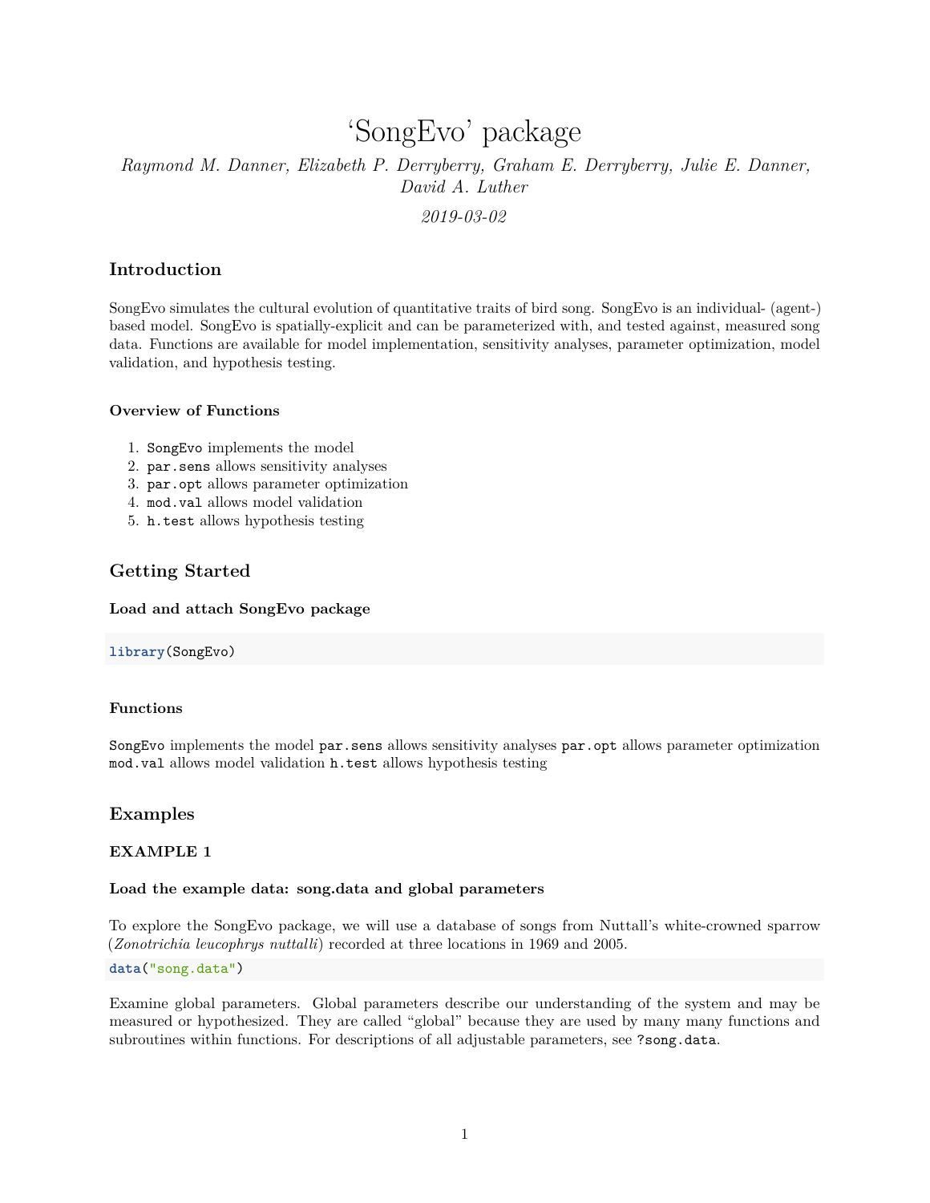# 'SongEvo' package

*Raymond M. Danner, Elizabeth P. Derryberry, Graham E. Derryberry, Julie E. Danner, David A. Luther*

*2019-03-02*

## Introduction

SongEvo simulates the cultural evolution of quantitative traits of bird song. SongEvo is an individual- (agent-) based model. SongEvo is spatially-explicit and can be parameterized with, and tested against, measured song data. Functions are available for model implementation, sensitivity analyses, parameter optimization, model validation, and hypothesis testing.

### Overview of Functions

1. `SongEvo` implements the model
2. `par.sens` allows sensitivity analyses
3. `par.opt` allows parameter optimization
4. `mod.val` allows model validation
5. `h.test` allows hypothesis testing

## Getting Started

### Load and attach SongEvo package

```
library(SongEvo)
```

### Functions

`SongEvo` implements the model `par.sens` allows sensitivity analyses `par.opt` allows parameter optimization `mod.val` allows model validation `h.test` allows hypothesis testing

## Examples

### EXAMPLE 1

### Load the example data: song.data and global parameters

To explore the SongEvo package, we will use a database of songs from Nuttall's white-crowned sparrow (*Zonotrichia leucophrys nuttalli*) recorded at three locations in 1969 and 2005.

```
data("song.data")
```

Examine global parameters. Global parameters describe our understanding of the system and may be measured or hypothesized. They are called "global" because they are used by many many functions and subroutines within functions. For descriptions of all adjustable parameters, see `?song.data`.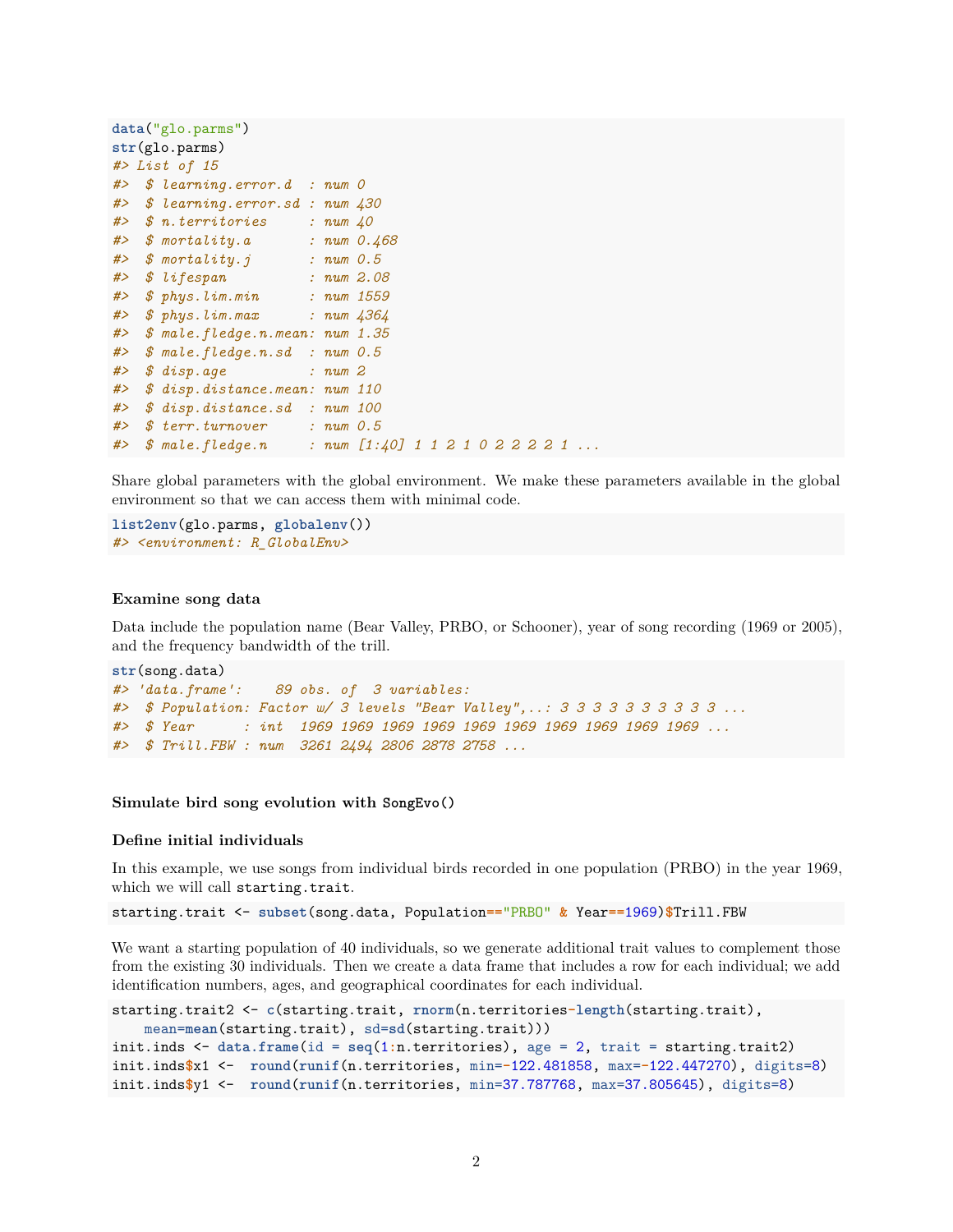```r
data("glo.parms")
str(glo.parms)
#> List of 15
#>  $ learning.error.d  : num 0
#>  $ learning.error.sd : num 430
#>  $ n.territories     : num 40
#>  $ mortality.a       : num 0.468
#>  $ mortality.j       : num 0.5
#>  $ lifespan          : num 2.08
#>  $ phys.lim.min      : num 1559
#>  $ phys.lim.max      : num 4364
#>  $ male.fledge.n.mean: num 1.35
#>  $ male.fledge.n.sd  : num 0.5
#>  $ disp.age          : num 2
#>  $ disp.distance.mean: num 110
#>  $ disp.distance.sd  : num 100
#>  $ terr.turnover     : num 0.5
#>  $ male.fledge.n     : num [1:40] 1 1 2 1 0 2 2 2 2 1 ...
```

Share global parameters with the global environment. We make these parameters available in the global environment so that we can access them with minimal code.

```r
list2env(glo.parms, globalenv())
#> <environment: R_GlobalEnv>
```

#### Examine song data

Data include the population name (Bear Valley, PRBO, or Schooner), year of song recording (1969 or 2005), and the frequency bandwidth of the trill.

```r
str(song.data)
#> 'data.frame':    89 obs. of  3 variables:
#>  $ Population: Factor w/ 3 levels "Bear Valley",..: 3 3 3 3 3 3 3 3 3 3 ...
#>  $ Year      : int  1969 1969 1969 1969 1969 1969 1969 1969 1969 1969 ...
#>  $ Trill.FBW : num  3261 2494 2806 2878 2758 ...
```

#### Simulate bird song evolution with `SongEvo()`

#### Define initial individuals

In this example, we use songs from individual birds recorded in one population (PRBO) in the year 1969, which we will call `starting.trait`.

```r
starting.trait <- subset(song.data, Population=="PRBO" & Year==1969)$Trill.FBW
```

We want a starting population of 40 individuals, so we generate additional trait values to complement those from the existing 30 individuals. Then we create a data frame that includes a row for each individual; we add identification numbers, ages, and geographical coordinates for each individual.

```r
starting.trait2 <- c(starting.trait, rnorm(n.territories-length(starting.trait),
    mean=mean(starting.trait), sd=sd(starting.trait)))
init.inds <- data.frame(id = seq(1:n.territories), age = 2, trait = starting.trait2)
init.inds$x1 <-  round(runif(n.territories, min=-122.481858, max=-122.447270), digits=8)
init.inds$y1 <-  round(runif(n.territories, min=37.787768, max=37.805645), digits=8)
```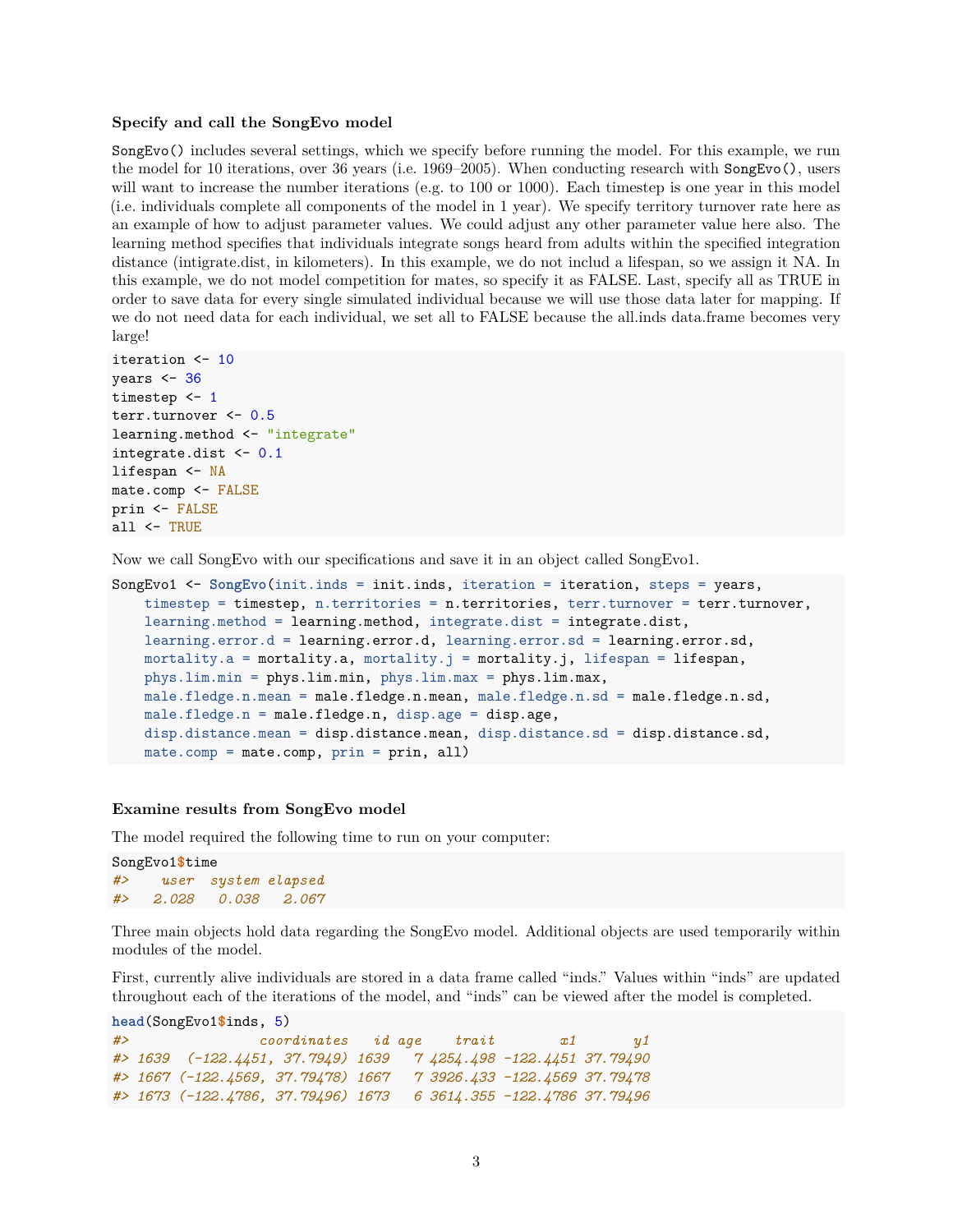**Specify and call the SongEvo model**

`SongEvo()` includes several settings, which we specify before running the model. For this example, we run the model for 10 iterations, over 36 years (i.e. 1969–2005). When conducting research with `SongEvo()`, users will want to increase the number iterations (e.g. to 100 or 1000). Each timestep is one year in this model (i.e. individuals complete all components of the model in 1 year). We specify territory turnover rate here as an example of how to adjust parameter values. We could adjust any other parameter value here also. The learning method specifies that individuals integrate songs heard from adults within the specified integration distance (intigrate.dist, in kilometers). In this example, we do not includ a lifespan, so we assign it NA. In this example, we do not model competition for mates, so specify it as FALSE. Last, specify all as TRUE in order to save data for every single simulated individual because we will use those data later for mapping. If we do not need data for each individual, we set all to FALSE because the all.inds data.frame becomes very large!

```
iteration <- 10
years <- 36
timestep <- 1
terr.turnover <- 0.5
learning.method <- "integrate"
integrate.dist <- 0.1
lifespan <- NA
mate.comp <- FALSE
prin <- FALSE
all <- TRUE
```

Now we call SongEvo with our specifications and save it in an object called SongEvo1.

```
SongEvo1 <- SongEvo(init.inds = init.inds, iteration = iteration, steps = years,
    timestep = timestep, n.territories = n.territories, terr.turnover = terr.turnover,
    learning.method = learning.method, integrate.dist = integrate.dist,
    learning.error.d = learning.error.d, learning.error.sd = learning.error.sd,
    mortality.a = mortality.a, mortality.j = mortality.j, lifespan = lifespan,
    phys.lim.min = phys.lim.min, phys.lim.max = phys.lim.max,
    male.fledge.n.mean = male.fledge.n.mean, male.fledge.n.sd = male.fledge.n.sd,
    male.fledge.n = male.fledge.n, disp.age = disp.age,
    disp.distance.mean = disp.distance.mean, disp.distance.sd = disp.distance.sd,
    mate.comp = mate.comp, prin = prin, all)
```

**Examine results from SongEvo model**

The model required the following time to run on your computer:

```
SongEvo1$time
#>    user  system elapsed
#>   2.028   0.038   2.067
```

Three main objects hold data regarding the SongEvo model. Additional objects are used temporarily within modules of the model.

First, currently alive individuals are stored in a data frame called "inds." Values within "inds" are updated throughout each of the iterations of the model, and "inds" can be viewed after the model is completed.

```
head(SongEvo1$inds, 5)
#>                coordinates   id age    trait        x1       y1
#> 1639  (-122.4451, 37.7949) 1639   7 4254.498 -122.4451 37.79490
#> 1667 (-122.4569, 37.79478) 1667   7 3926.433 -122.4569 37.79478
#> 1673 (-122.4786, 37.79496) 1673   6 3614.355 -122.4786 37.79496
```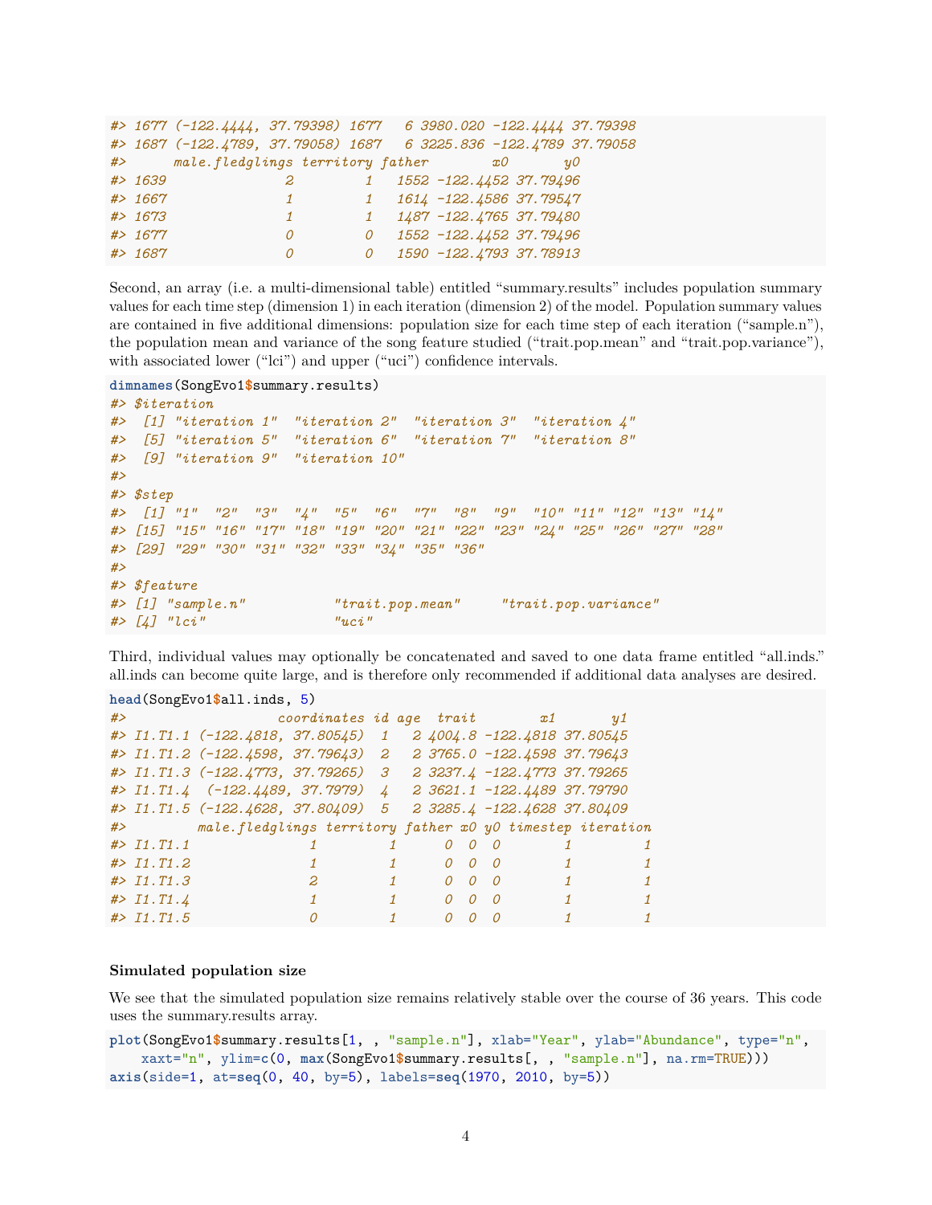```
#> 1677 (-122.4444, 37.79398) 1677   6 3980.020 -122.4444 37.79398
#> 1687 (-122.4789, 37.79058) 1687   6 3225.836 -122.4789 37.79058
#>      male.fledglings territory father        x0       y0
#> 1639               2         1   1552 -122.4452 37.79496
#> 1667               1         1   1614 -122.4586 37.79547
#> 1673               1         1   1487 -122.4765 37.79480
#> 1677               0         0   1552 -122.4452 37.79496
#> 1687               0         0   1590 -122.4793 37.78913
```

Second, an array (i.e. a multi-dimensional table) entitled "summary.results" includes population summary values for each time step (dimension 1) in each iteration (dimension 2) of the model. Population summary values are contained in five additional dimensions: population size for each time step of each iteration ("sample.n"), the population mean and variance of the song feature studied ("trait.pop.mean" and "trait.pop.variance"), with associated lower ("lci") and upper ("uci") confidence intervals.

```
dimnames(SongEvo1$summary.results)
#> $iteration
#>  [1] "iteration 1"  "iteration 2"  "iteration 3"  "iteration 4"
#>  [5] "iteration 5"  "iteration 6"  "iteration 7"  "iteration 8"
#>  [9] "iteration 9"  "iteration 10"
#>
#> $step
#>  [1] "1"  "2"  "3"  "4"  "5"  "6"  "7"  "8"  "9"  "10" "11" "12" "13" "14"
#> [15] "15" "16" "17" "18" "19" "20" "21" "22" "23" "24" "25" "26" "27" "28"
#> [29] "29" "30" "31" "32" "33" "34" "35" "36"
#>
#> $feature
#> [1] "sample.n"           "trait.pop.mean"     "trait.pop.variance"
#> [4] "lci"                "uci"
```

Third, individual values may optionally be concatenated and saved to one data frame entitled "all.inds." all.inds can become quite large, and is therefore only recommended if additional data analyses are desired.

```
head(SongEvo1$all.inds, 5)
#>                    coordinates id age  trait        x1       y1
#> I1.T1.1 (-122.4818, 37.80545)  1   2 4004.8 -122.4818 37.80545
#> I1.T1.2 (-122.4598, 37.79643)  2   2 3765.0 -122.4598 37.79643
#> I1.T1.3 (-122.4773, 37.79265)  3   2 3237.4 -122.4773 37.79265
#> I1.T1.4  (-122.4489, 37.7979)  4   2 3621.1 -122.4489 37.79790
#> I1.T1.5 (-122.4628, 37.80409)  5   2 3285.4 -122.4628 37.80409
#>         male.fledglings territory father x0 y0 timestep iteration
#> I1.T1.1               1         1      0  0  0        1         1
#> I1.T1.2               1         1      0  0  0        1         1
#> I1.T1.3               2         1      0  0  0        1         1
#> I1.T1.4               1         1      0  0  0        1         1
#> I1.T1.5               0         1      0  0  0        1         1
```

### Simulated population size

We see that the simulated population size remains relatively stable over the course of 36 years. This code uses the summary.results array.

```
plot(SongEvo1$summary.results[1, , "sample.n"], xlab="Year", ylab="Abundance", type="n",
    xaxt="n", ylim=c(0, max(SongEvo1$summary.results[, , "sample.n"], na.rm=TRUE)))
axis(side=1, at=seq(0, 40, by=5), labels=seq(1970, 2010, by=5))
```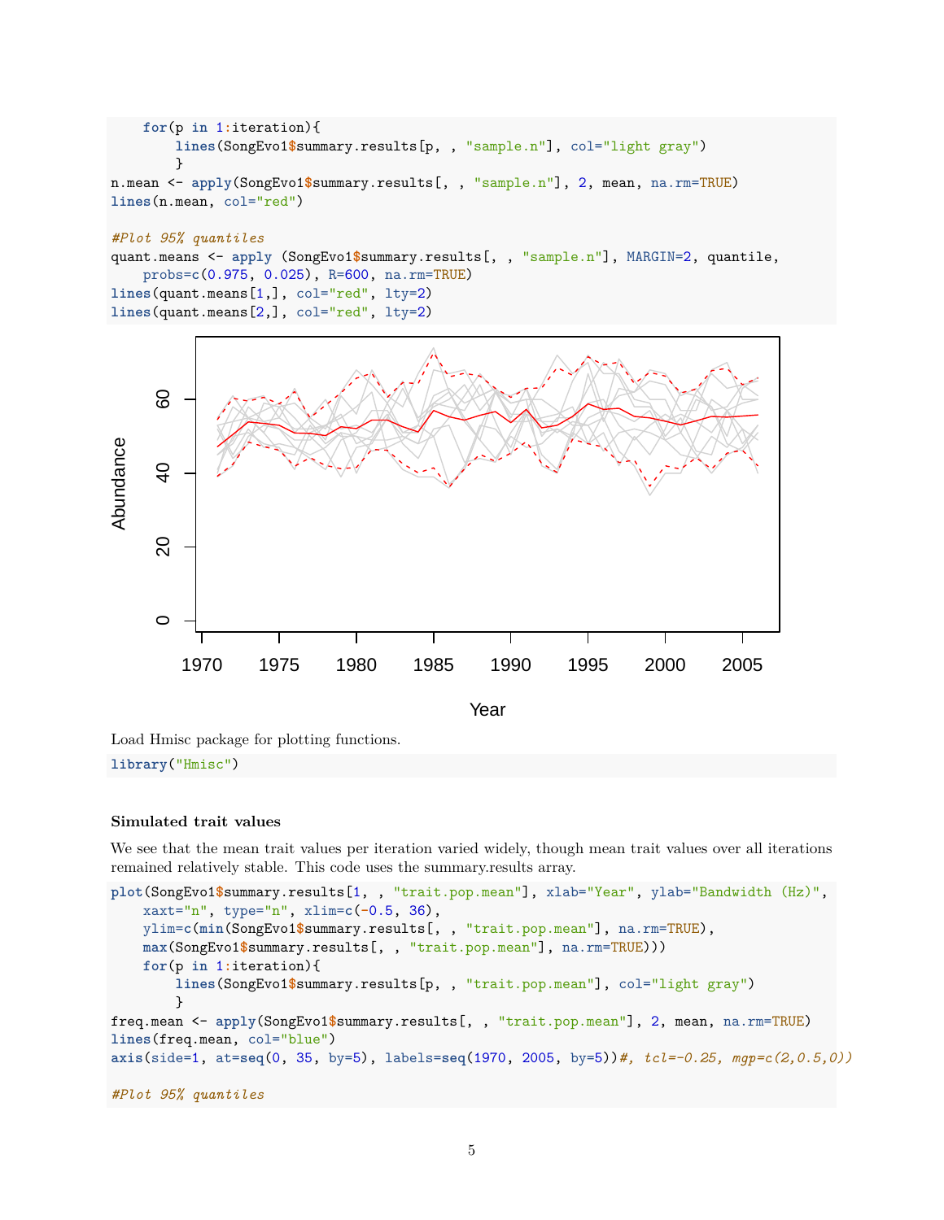```
    for(p in 1:iteration){
        lines(SongEvo1$summary.results[p, , "sample.n"], col="light gray")
        }
n.mean <- apply(SongEvo1$summary.results[, , "sample.n"], 2, mean, na.rm=TRUE)
lines(n.mean, col="red")

#Plot 95% quantiles
quant.means <- apply (SongEvo1$summary.results[, , "sample.n"], MARGIN=2, quantile,
    probs=c(0.975, 0.025), R=600, na.rm=TRUE)
lines(quant.means[1,], col="red", lty=2)
lines(quant.means[2,], col="red", lty=2)
```

Load Hmisc package for plotting functions.

```
library("Hmisc")
```

#### Simulated trait values

We see that the mean trait values per iteration varied widely, though mean trait values over all iterations remained relatively stable. This code uses the summary.results array.

```
plot(SongEvo1$summary.results[1, , "trait.pop.mean"], xlab="Year", ylab="Bandwidth (Hz)",
    xaxt="n", type="n", xlim=c(-0.5, 36),
    ylim=c(min(SongEvo1$summary.results[, , "trait.pop.mean"], na.rm=TRUE),
    max(SongEvo1$summary.results[, , "trait.pop.mean"], na.rm=TRUE)))
    for(p in 1:iteration){
        lines(SongEvo1$summary.results[p, , "trait.pop.mean"], col="light gray")
        }
freq.mean <- apply(SongEvo1$summary.results[, , "trait.pop.mean"], 2, mean, na.rm=TRUE)
lines(freq.mean, col="blue")
axis(side=1, at=seq(0, 35, by=5), labels=seq(1970, 2005, by=5))#, tcl=-0.25, mgp=c(2,0.5,0))

#Plot 95% quantiles
```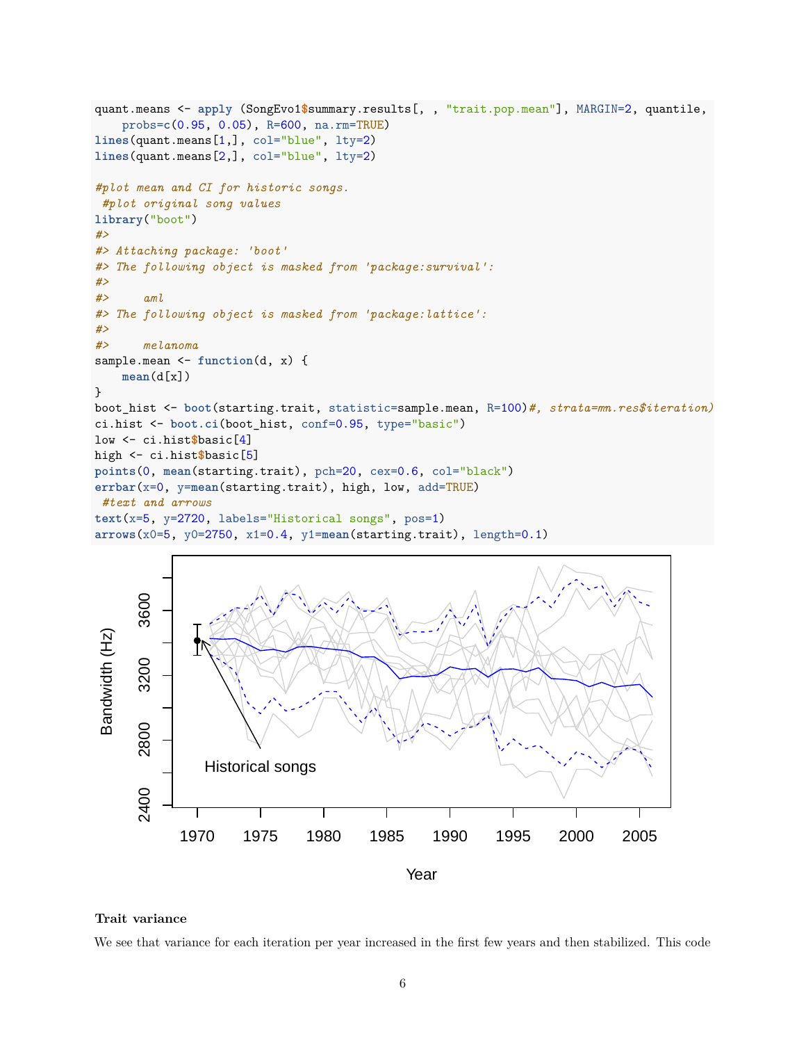```
quant.means <- apply (SongEvo1$summary.results[, , "trait.pop.mean"], MARGIN=2, quantile,
    probs=c(0.95, 0.05), R=600, na.rm=TRUE)
lines(quant.means[1,], col="blue", lty=2)
lines(quant.means[2,], col="blue", lty=2)

#plot mean and CI for historic songs.
 #plot original song values
library("boot")
#>
#> Attaching package: 'boot'
#> The following object is masked from 'package:survival':
#>
#>     aml
#> The following object is masked from 'package:lattice':
#>
#>     melanoma
sample.mean <- function(d, x) {
    mean(d[x])
}
boot_hist <- boot(starting.trait, statistic=sample.mean, R=100)#, strata=mn.res$iteration)
ci.hist <- boot.ci(boot_hist, conf=0.95, type="basic")
low <- ci.hist$basic[4]
high <- ci.hist$basic[5]
points(0, mean(starting.trait), pch=20, cex=0.6, col="black")
errbar(x=0, y=mean(starting.trait), high, low, add=TRUE)
 #text and arrows
text(x=5, y=2720, labels="Historical songs", pos=1)
arrows(x0=5, y0=2750, x1=0.4, y1=mean(starting.trait), length=0.1)
```

**Trait variance**

We see that variance for each iteration per year increased in the first few years and then stabilized. This code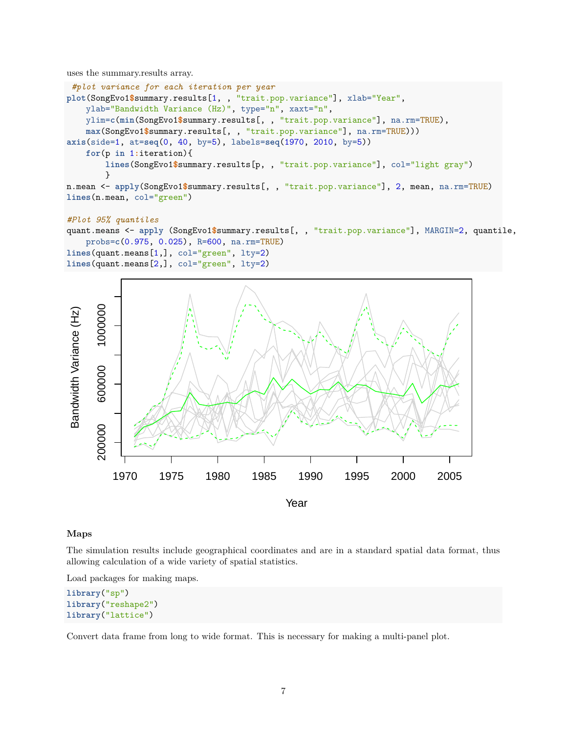uses the summary.results array.

```
 #plot variance for each iteration per year
plot(SongEvo1$summary.results[1, , "trait.pop.variance"], xlab="Year",
    ylab="Bandwidth Variance (Hz)", type="n", xaxt="n",
    ylim=c(min(SongEvo1$summary.results[, , "trait.pop.variance"], na.rm=TRUE),
    max(SongEvo1$summary.results[, , "trait.pop.variance"], na.rm=TRUE)))
axis(side=1, at=seq(0, 40, by=5), labels=seq(1970, 2010, by=5))
    for(p in 1:iteration){
        lines(SongEvo1$summary.results[p, , "trait.pop.variance"], col="light gray")
        }
n.mean <- apply(SongEvo1$summary.results[, , "trait.pop.variance"], 2, mean, na.rm=TRUE)
lines(n.mean, col="green")

#Plot 95% quantiles
quant.means <- apply (SongEvo1$summary.results[, , "trait.pop.variance"], MARGIN=2, quantile,
    probs=c(0.975, 0.025), R=600, na.rm=TRUE)
lines(quant.means[1,], col="green", lty=2)
lines(quant.means[2,], col="green", lty=2)
```

### Maps

The simulation results include geographical coordinates and are in a standard spatial data format, thus allowing calculation of a wide variety of spatial statistics.

Load packages for making maps.

```
library("sp")
library("reshape2")
library("lattice")
```

Convert data frame from long to wide format. This is necessary for making a multi-panel plot.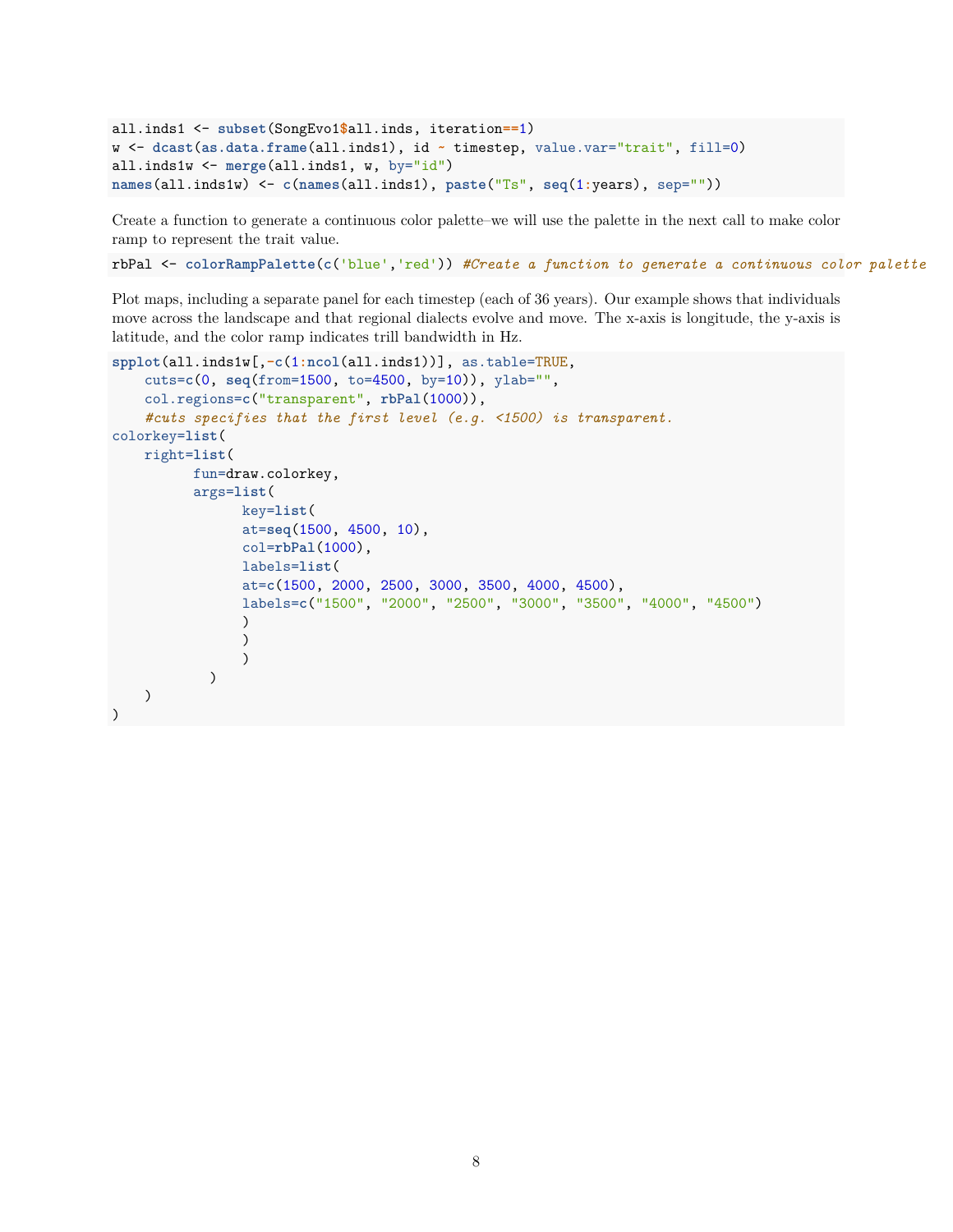```
all.inds1 <- subset(SongEvo1$all.inds, iteration==1)
w <- dcast(as.data.frame(all.inds1), id ~ timestep, value.var="trait", fill=0)
all.inds1w <- merge(all.inds1, w, by="id")
names(all.inds1w) <- c(names(all.inds1), paste("Ts", seq(1:years), sep=""))
```

Create a function to generate a continuous color palette–we will use the palette in the next call to make color ramp to represent the trait value.

```
rbPal <- colorRampPalette(c('blue','red')) #Create a function to generate a continuous color palette
```

Plot maps, including a separate panel for each timestep (each of 36 years). Our example shows that individuals move across the landscape and that regional dialects evolve and move. The x-axis is longitude, the y-axis is latitude, and the color ramp indicates trill bandwidth in Hz.

```
spplot(all.inds1w[,-c(1:ncol(all.inds1))], as.table=TRUE,
    cuts=c(0, seq(from=1500, to=4500, by=10)), ylab="",
    col.regions=c("transparent", rbPal(1000)),
    #cuts specifies that the first level (e.g. <1500) is transparent.
colorkey=list(
    right=list(
          fun=draw.colorkey,
          args=list(
                key=list(
                at=seq(1500, 4500, 10),
                col=rbPal(1000),
                labels=list(
                at=c(1500, 2000, 2500, 3000, 3500, 4000, 4500),
                labels=c("1500", "2000", "2500", "3000", "3500", "4000", "4500")
                )
                )
                )
           )
    )
)
```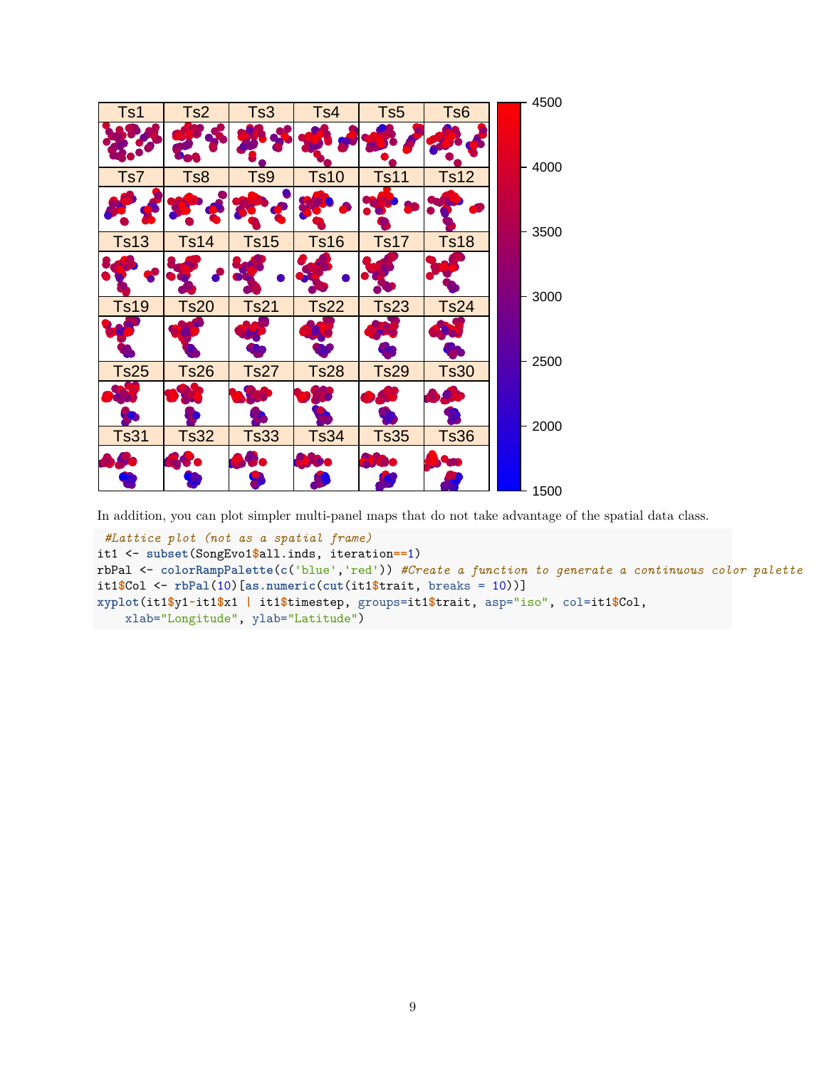In addition, you can plot simpler multi-panel maps that do not take advantage of the spatial data class.

```
#Lattice plot (not as a spatial frame)
it1 <- subset(SongEvo1$all.inds, iteration==1)
rbPal <- colorRampPalette(c('blue','red')) #Create a function to generate a continuous color palette
it1$Col <- rbPal(10)[as.numeric(cut(it1$trait, breaks = 10))]
xyplot(it1$y1~it1$x1 | it1$timestep, groups=it1$trait, asp="iso", col=it1$Col,
    xlab="Longitude", ylab="Latitude")
```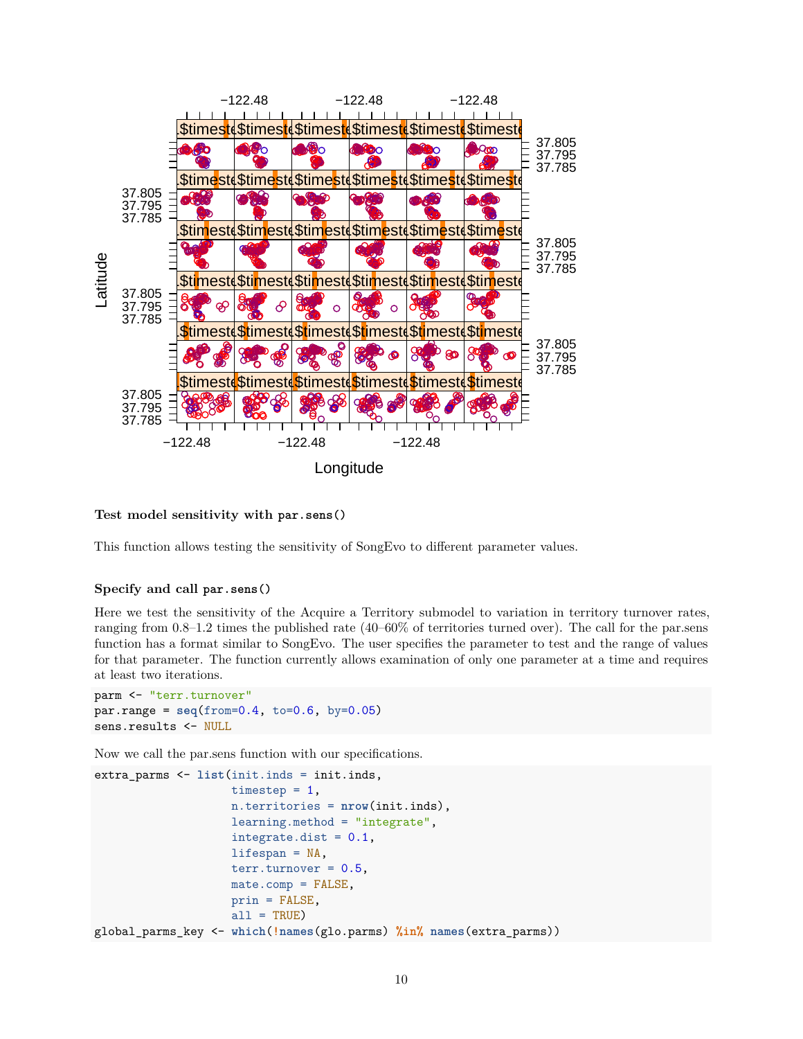**Test model sensitivity with par.sens()**

This function allows testing the sensitivity of SongEvo to different parameter values.

**Specify and call par.sens()**

Here we test the sensitivity of the Acquire a Territory submodel to variation in territory turnover rates, ranging from 0.8–1.2 times the published rate (40–60% of territories turned over). The call for the par.sens function has a format similar to SongEvo. The user specifies the parameter to test and the range of values for that parameter. The function currently allows examination of only one parameter at a time and requires at least two iterations.

```
parm <- "terr.turnover"
par.range = seq(from=0.4, to=0.6, by=0.05)
sens.results <- NULL
```

Now we call the par.sens function with our specifications.

```
extra_parms <- list(init.inds = init.inds,
                    timestep = 1,
                    n.territories = nrow(init.inds),
                    learning.method = "integrate",
                    integrate.dist = 0.1,
                    lifespan = NA,
                    terr.turnover = 0.5,
                    mate.comp = FALSE,
                    prin = FALSE,
                    all = TRUE)
global_parms_key <- which(!names(glo.parms) %in% names(extra_parms))
```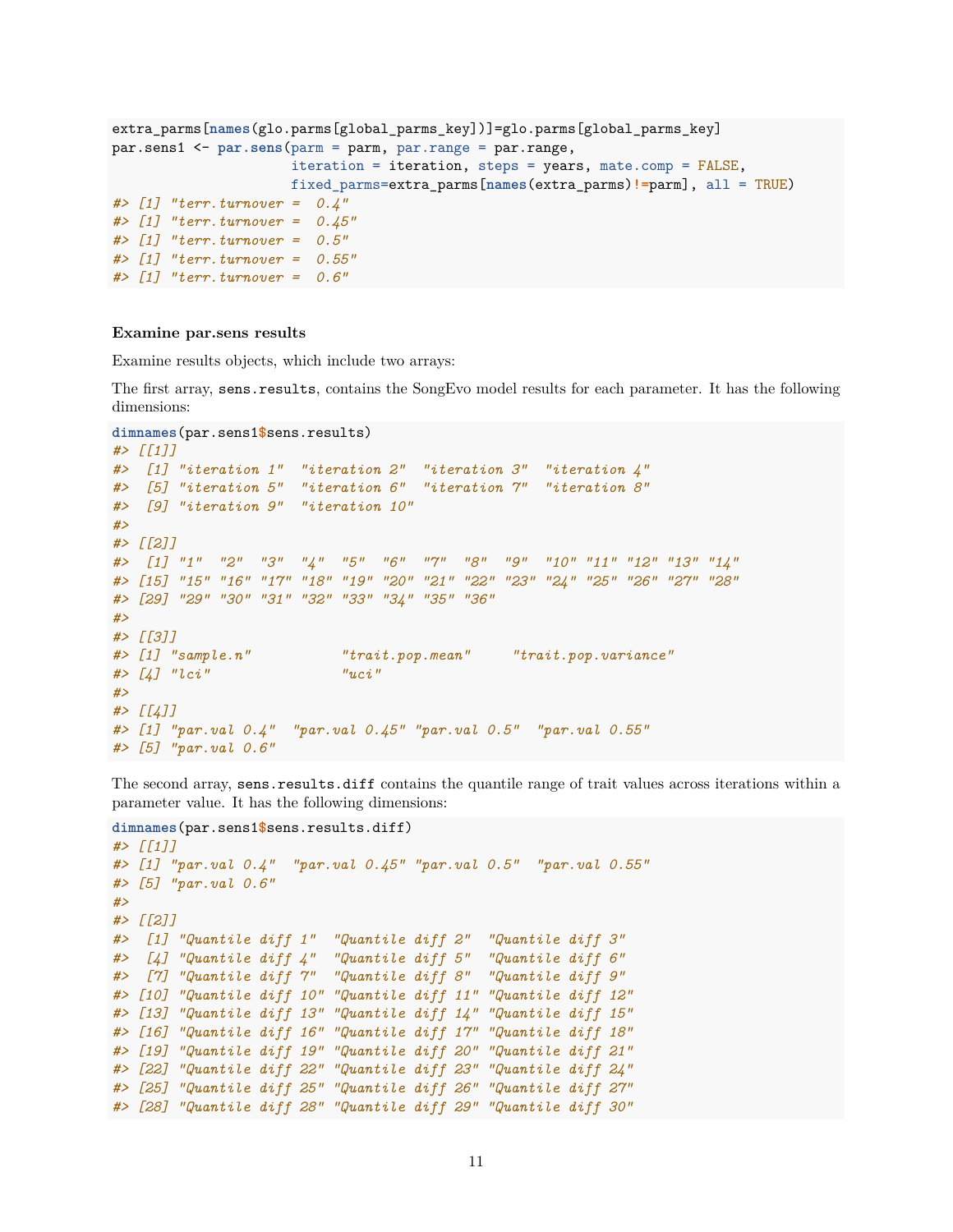```r
extra_parms[names(glo.parms[global_parms_key])]=glo.parms[global_parms_key]
par.sens1 <- par.sens(parm = parm, par.range = par.range,
                      iteration = iteration, steps = years, mate.comp = FALSE,
                      fixed_parms=extra_parms[names(extra_parms)!=parm], all = TRUE)
#> [1] "terr.turnover =  0.4"
#> [1] "terr.turnover =  0.45"
#> [1] "terr.turnover =  0.5"
#> [1] "terr.turnover =  0.55"
#> [1] "terr.turnover =  0.6"
```

**Examine par.sens results**

Examine results objects, which include two arrays:

The first array, `sens.results`, contains the SongEvo model results for each parameter. It has the following dimensions:

```r
dimnames(par.sens1$sens.results)
#> [[1]]
#>  [1] "iteration 1"  "iteration 2"  "iteration 3"  "iteration 4"
#>  [5] "iteration 5"  "iteration 6"  "iteration 7"  "iteration 8"
#>  [9] "iteration 9"  "iteration 10"
#>
#> [[2]]
#>  [1] "1"  "2"  "3"  "4"  "5"  "6"  "7"  "8"  "9"  "10" "11" "12" "13" "14"
#> [15] "15" "16" "17" "18" "19" "20" "21" "22" "23" "24" "25" "26" "27" "28"
#> [29] "29" "30" "31" "32" "33" "34" "35" "36"
#>
#> [[3]]
#> [1] "sample.n"           "trait.pop.mean"     "trait.pop.variance"
#> [4] "lci"                "uci"
#>
#> [[4]]
#> [1] "par.val 0.4"  "par.val 0.45" "par.val 0.5"  "par.val 0.55"
#> [5] "par.val 0.6"
```

The second array, `sens.results.diff` contains the quantile range of trait values across iterations within a parameter value. It has the following dimensions:

```r
dimnames(par.sens1$sens.results.diff)
#> [[1]]
#> [1] "par.val 0.4"  "par.val 0.45" "par.val 0.5"  "par.val 0.55"
#> [5] "par.val 0.6"
#>
#> [[2]]
#>  [1] "Quantile diff 1"  "Quantile diff 2"  "Quantile diff 3"
#>  [4] "Quantile diff 4"  "Quantile diff 5"  "Quantile diff 6"
#>  [7] "Quantile diff 7"  "Quantile diff 8"  "Quantile diff 9"
#> [10] "Quantile diff 10" "Quantile diff 11" "Quantile diff 12"
#> [13] "Quantile diff 13" "Quantile diff 14" "Quantile diff 15"
#> [16] "Quantile diff 16" "Quantile diff 17" "Quantile diff 18"
#> [19] "Quantile diff 19" "Quantile diff 20" "Quantile diff 21"
#> [22] "Quantile diff 22" "Quantile diff 23" "Quantile diff 24"
#> [25] "Quantile diff 25" "Quantile diff 26" "Quantile diff 27"
#> [28] "Quantile diff 28" "Quantile diff 29" "Quantile diff 30"
```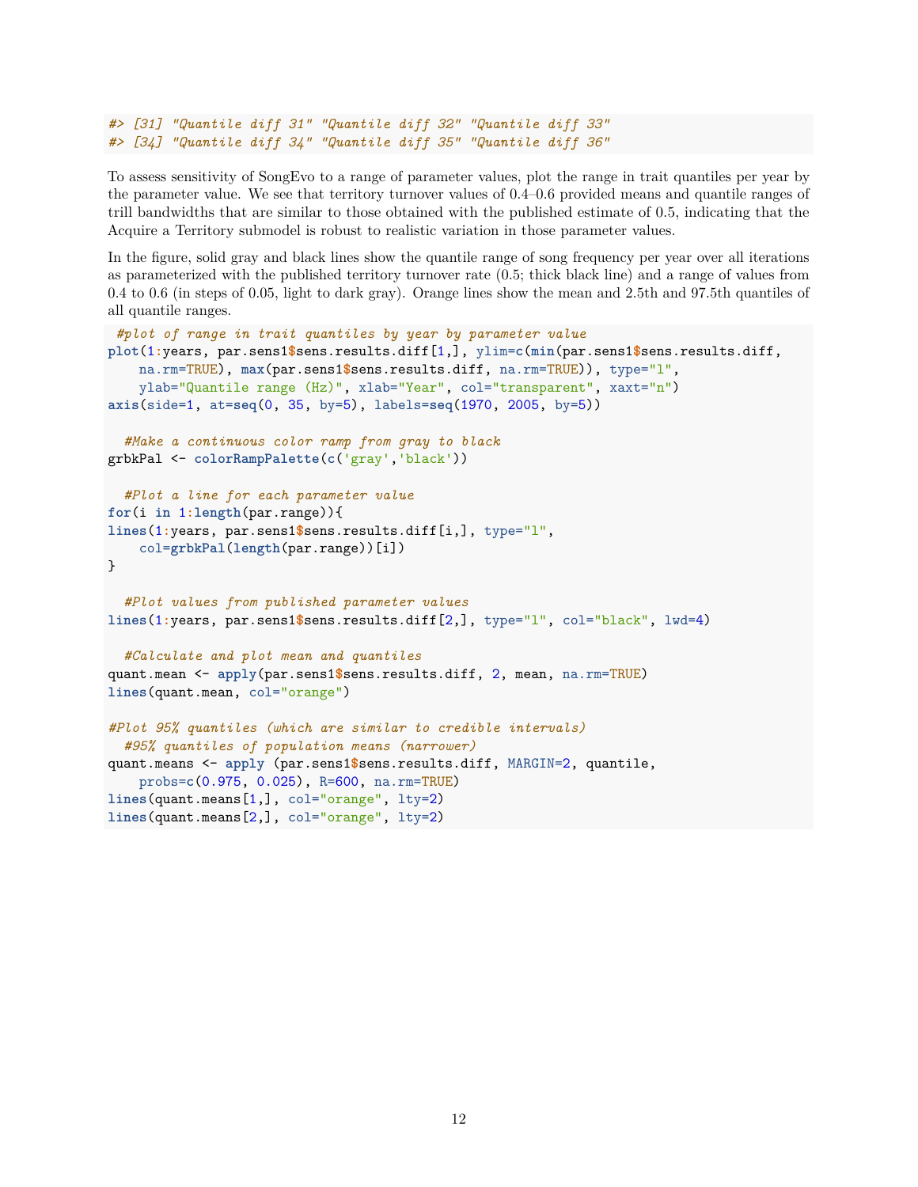```
#> [31] "Quantile diff 31" "Quantile diff 32" "Quantile diff 33"
#> [34] "Quantile diff 34" "Quantile diff 35" "Quantile diff 36"
```

To assess sensitivity of SongEvo to a range of parameter values, plot the range in trait quantiles per year by the parameter value. We see that territory turnover values of 0.4–0.6 provided means and quantile ranges of trill bandwidths that are similar to those obtained with the published estimate of 0.5, indicating that the Acquire a Territory submodel is robust to realistic variation in those parameter values.

In the figure, solid gray and black lines show the quantile range of song frequency per year over all iterations as parameterized with the published territory turnover rate (0.5; thick black line) and a range of values from 0.4 to 0.6 (in steps of 0.05, light to dark gray). Orange lines show the mean and 2.5th and 97.5th quantiles of all quantile ranges.

```
 #plot of range in trait quantiles by year by parameter value
plot(1:years, par.sens1$sens.results.diff[1,], ylim=c(min(par.sens1$sens.results.diff,
    na.rm=TRUE), max(par.sens1$sens.results.diff, na.rm=TRUE)), type="l",
    ylab="Quantile range (Hz)", xlab="Year", col="transparent", xaxt="n")
axis(side=1, at=seq(0, 35, by=5), labels=seq(1970, 2005, by=5))

  #Make a continuous color ramp from gray to black
grbkPal <- colorRampPalette(c('gray','black'))

  #Plot a line for each parameter value
for(i in 1:length(par.range)){
lines(1:years, par.sens1$sens.results.diff[i,], type="l",
    col=grbkPal(length(par.range))[i])
}

  #Plot values from published parameter values
lines(1:years, par.sens1$sens.results.diff[2,], type="l", col="black", lwd=4)

  #Calculate and plot mean and quantiles
quant.mean <- apply(par.sens1$sens.results.diff, 2, mean, na.rm=TRUE)
lines(quant.mean, col="orange")

#Plot 95% quantiles (which are similar to credible intervals)
  #95% quantiles of population means (narrower)
quant.means <- apply (par.sens1$sens.results.diff, MARGIN=2, quantile,
    probs=c(0.975, 0.025), R=600, na.rm=TRUE)
lines(quant.means[1,], col="orange", lty=2)
lines(quant.means[2,], col="orange", lty=2)
```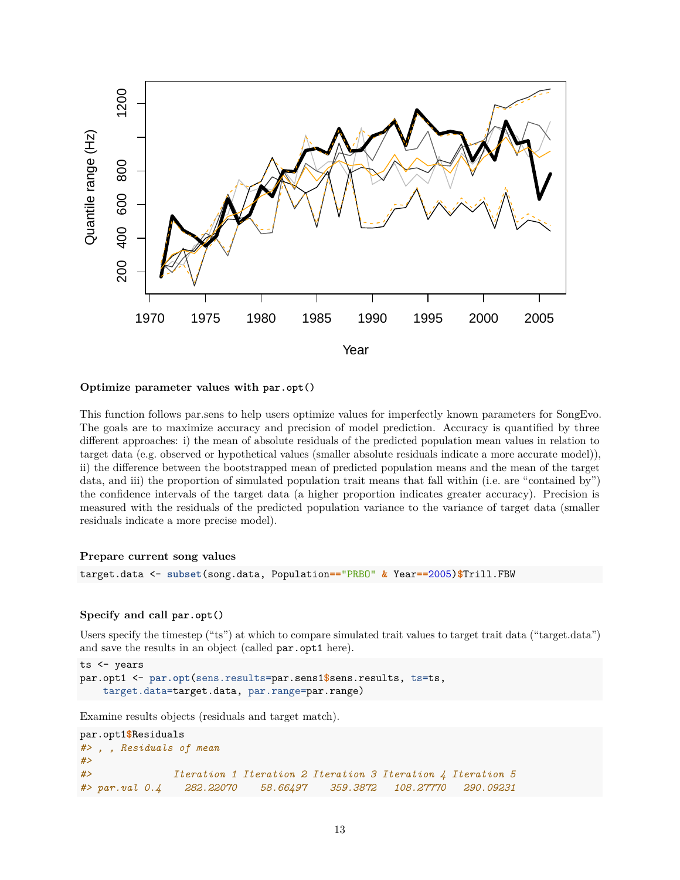**Optimize parameter values with `par.opt()`**

This function follows par.sens to help users optimize values for imperfectly known parameters for SongEvo. The goals are to maximize accuracy and precision of model prediction. Accuracy is quantified by three different approaches: i) the mean of absolute residuals of the predicted population mean values in relation to target data (e.g. observed or hypothetical values (smaller absolute residuals indicate a more accurate model)), ii) the difference between the bootstrapped mean of predicted population means and the mean of the target data, and iii) the proportion of simulated population trait means that fall within (i.e. are "contained by") the confidence intervals of the target data (a higher proportion indicates greater accuracy). Precision is measured with the residuals of the predicted population variance to the variance of target data (smaller residuals indicate a more precise model).

**Prepare current song values**

```
target.data <- subset(song.data, Population=="PRBO" & Year==2005)$Trill.FBW
```

**Specify and call `par.opt()`**

Users specify the timestep ("ts") at which to compare simulated trait values to target trait data ("target.data") and save the results in an object (called `par.opt1` here).

```
ts <- years
par.opt1 <- par.opt(sens.results=par.sens1$sens.results, ts=ts,
    target.data=target.data, par.range=par.range)
```

Examine results objects (residuals and target match).

```
par.opt1$Residuals
#> , , Residuals of mean
#>
#>              Iteration 1 Iteration 2 Iteration 3 Iteration 4 Iteration 5
#> par.val 0.4    282.22070    58.66497    359.3872   108.27770   290.09231
```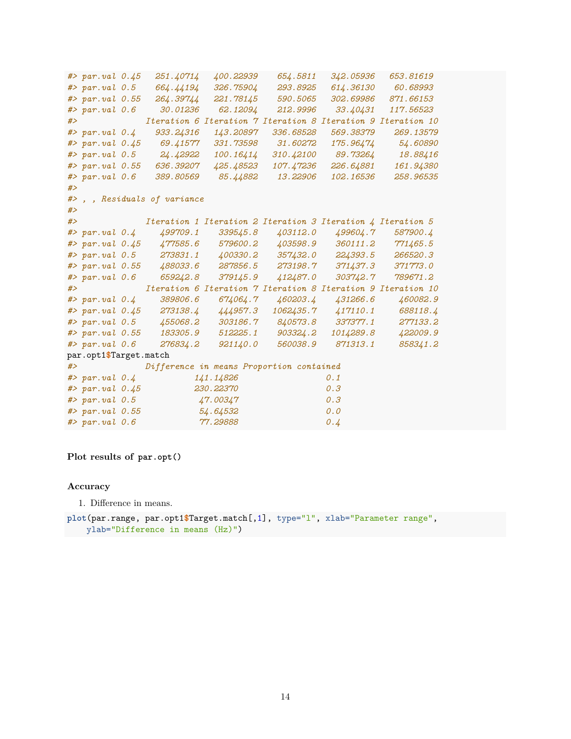```
#> par.val 0.45   251.40714   400.22939    654.5811   342.05936   653.81619
#> par.val 0.5    664.44194   326.75904    293.8925   614.36130    60.68993
#> par.val 0.55   264.39744   221.78145    590.5065   302.69986   871.66153
#> par.val 0.6     30.01236    62.12094    212.9996    33.40431   117.56523
#>              Iteration 6 Iteration 7 Iteration 8 Iteration 9 Iteration 10
#> par.val 0.4    933.24316   143.20897   336.68528   569.38379    269.13579
#> par.val 0.45    69.41577   331.73598    31.60272   175.96474     54.60890
#> par.val 0.5     24.42922   100.16414   310.42100    89.73264     18.88416
#> par.val 0.55   636.39207   425.48523   107.47236   226.64881    161.94380
#> par.val 0.6    389.80569    85.44882    13.22906   102.16536    258.96535
#>
#> , , Residuals of variance
#>
#>              Iteration 1 Iteration 2 Iteration 3 Iteration 4 Iteration 5
#> par.val 0.4     499709.1    339545.8    403112.0    499604.7    587900.4
#> par.val 0.45    477585.6    579600.2    403598.9    360111.2    771465.5
#> par.val 0.5     273831.1    400330.2    357432.0    224393.5    266520.3
#> par.val 0.55    488033.6    287856.5    273198.7    371437.3    371773.0
#> par.val 0.6     659242.8    379145.9    412487.0    303742.7    789671.2
#>              Iteration 6 Iteration 7 Iteration 8 Iteration 9 Iteration 10
#> par.val 0.4     389806.6    674064.7    460203.4    431266.6     460082.9
#> par.val 0.45    273138.4    444957.3   1062435.7    417110.1     688118.4
#> par.val 0.5     455068.2    303186.7    840573.8    337377.1     277133.2
#> par.val 0.55    183305.9    512225.1    903324.2   1014289.8     422009.9
#> par.val 0.6     276834.2    921140.0    560038.9    871313.1     858341.2
par.opt1$Target.match
#>              Difference in means Proportion contained
#> par.val 0.4            141.14826                  0.1
#> par.val 0.45           230.22370                  0.3
#> par.val 0.5             47.00347                  0.3
#> par.val 0.55            54.64532                  0.0
#> par.val 0.6             77.29888                  0.4
```

**Plot results of `par.opt()`**

**Accuracy**

1. Difference in means.

```
plot(par.range, par.opt1$Target.match[,1], type="l", xlab="Parameter range",
    ylab="Difference in means (Hz)")
```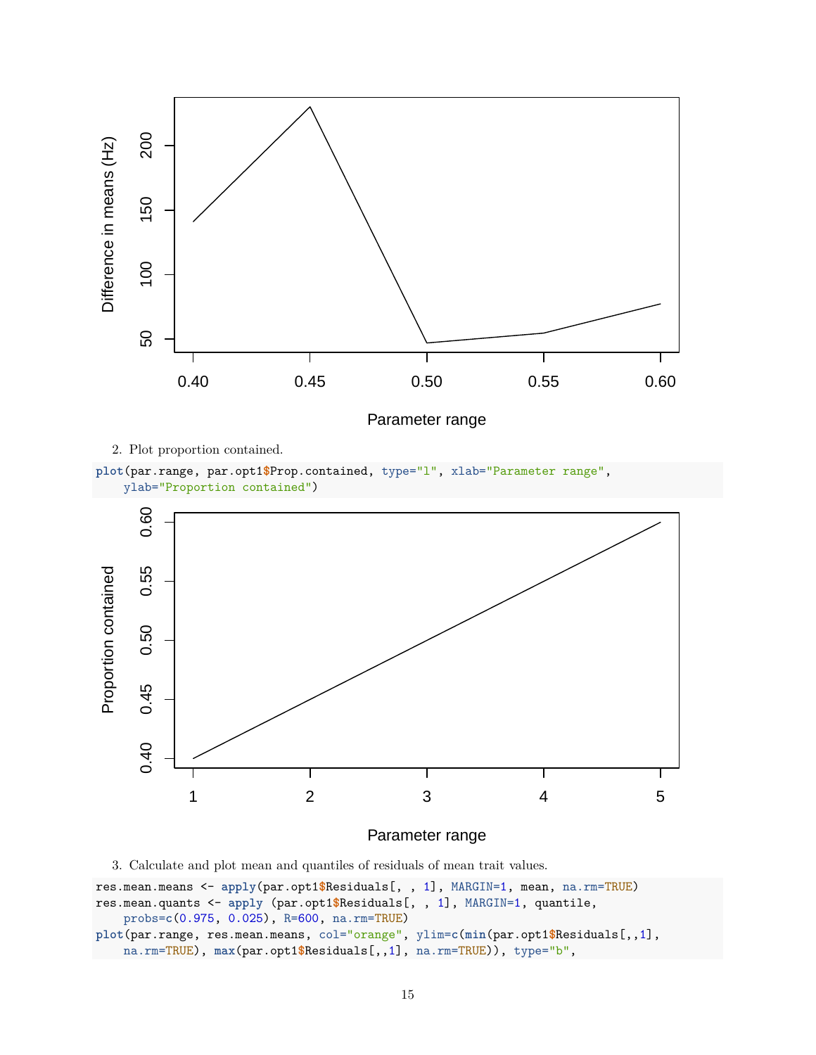2. Plot proportion contained.

```
plot(par.range, par.opt1$Prop.contained, type="l", xlab="Parameter range",
    ylab="Proportion contained")
```

3. Calculate and plot mean and quantiles of residuals of mean trait values.

```
res.mean.means <- apply(par.opt1$Residuals[, , 1], MARGIN=1, mean, na.rm=TRUE)
res.mean.quants <- apply (par.opt1$Residuals[, , 1], MARGIN=1, quantile,
    probs=c(0.975, 0.025), R=600, na.rm=TRUE)
plot(par.range, res.mean.means, col="orange", ylim=c(min(par.opt1$Residuals[,,1],
    na.rm=TRUE), max(par.opt1$Residuals[,,1], na.rm=TRUE)), type="b",
```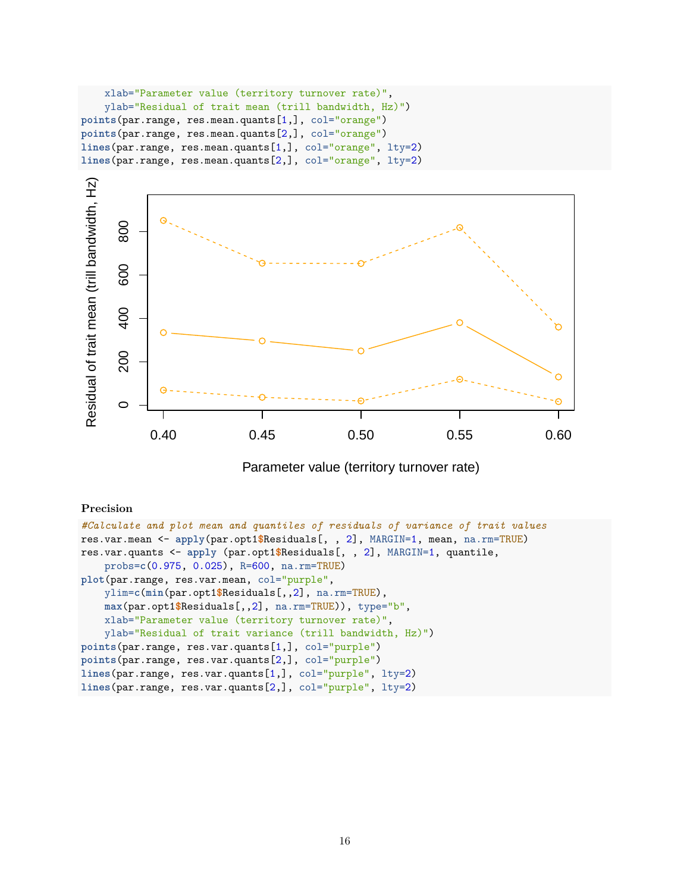```
    xlab="Parameter value (territory turnover rate)",
    ylab="Residual of trait mean (trill bandwidth, Hz)")
points(par.range, res.mean.quants[1,], col="orange")
points(par.range, res.mean.quants[2,], col="orange")
lines(par.range, res.mean.quants[1,], col="orange", lty=2)
lines(par.range, res.mean.quants[2,], col="orange", lty=2)
```

**Precision**

```
#Calculate and plot mean and quantiles of residuals of variance of trait values
res.var.mean <- apply(par.opt1$Residuals[, , 2], MARGIN=1, mean, na.rm=TRUE)
res.var.quants <- apply (par.opt1$Residuals[, , 2], MARGIN=1, quantile,
    probs=c(0.975, 0.025), R=600, na.rm=TRUE)
plot(par.range, res.var.mean, col="purple",
    ylim=c(min(par.opt1$Residuals[,,2], na.rm=TRUE),
    max(par.opt1$Residuals[,,2], na.rm=TRUE)), type="b",
    xlab="Parameter value (territory turnover rate)",
    ylab="Residual of trait variance (trill bandwidth, Hz)")
points(par.range, res.var.quants[1,], col="purple")
points(par.range, res.var.quants[2,], col="purple")
lines(par.range, res.var.quants[1,], col="purple", lty=2)
lines(par.range, res.var.quants[2,], col="purple", lty=2)
```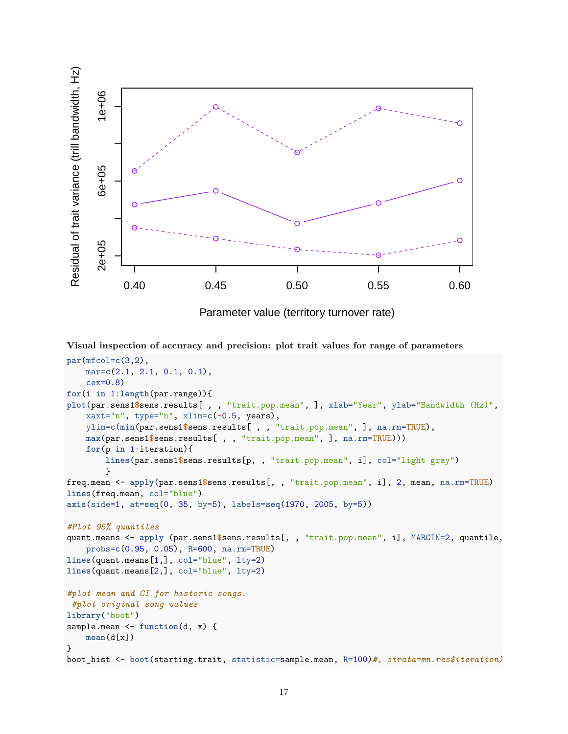**Visual inspection of accuracy and precision: plot trait values for range of parameters**

```
par(mfcol=c(3,2),
    mar=c(2.1, 2.1, 0.1, 0.1),
    cex=0.8)
for(i in 1:length(par.range)){
plot(par.sens1$sens.results[ , , "trait.pop.mean", ], xlab="Year", ylab="Bandwidth (Hz)",
    xaxt="n", type="n", xlim=c(-0.5, years),
    ylim=c(min(par.sens1$sens.results[ , , "trait.pop.mean", ], na.rm=TRUE),
    max(par.sens1$sens.results[ , , "trait.pop.mean", ], na.rm=TRUE)))
    for(p in 1:iteration){
        lines(par.sens1$sens.results[p, , "trait.pop.mean", i], col="light gray")
        }
freq.mean <- apply(par.sens1$sens.results[, , "trait.pop.mean", i], 2, mean, na.rm=TRUE)
lines(freq.mean, col="blue")
axis(side=1, at=seq(0, 35, by=5), labels=seq(1970, 2005, by=5))

#Plot 95% quantiles
quant.means <- apply (par.sens1$sens.results[, , "trait.pop.mean", i], MARGIN=2, quantile,
    probs=c(0.95, 0.05), R=600, na.rm=TRUE)
lines(quant.means[1,], col="blue", lty=2)
lines(quant.means[2,], col="blue", lty=2)

#plot mean and CI for historic songs.
 #plot original song values
library("boot")
sample.mean <- function(d, x) {
    mean(d[x])
}
boot_hist <- boot(starting.trait, statistic=sample.mean, R=100)#, strata=mn.res$iteration)
```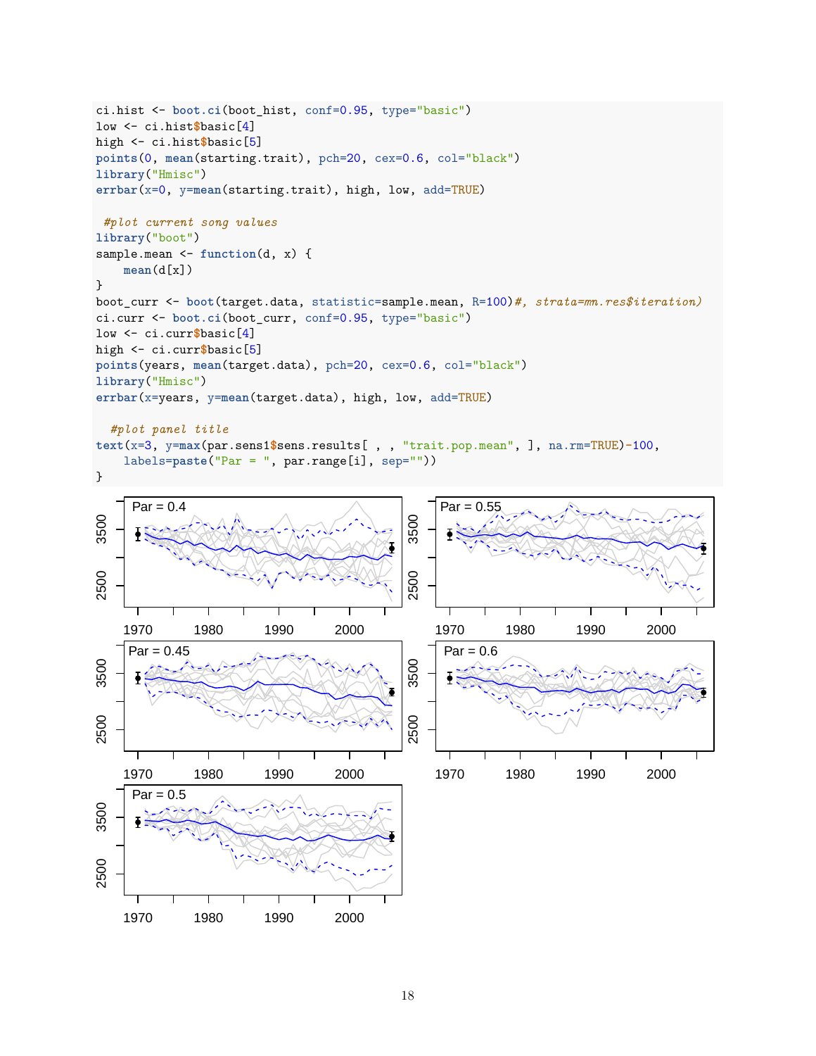```
ci.hist <- boot.ci(boot_hist, conf=0.95, type="basic")
low <- ci.hist$basic[4]
high <- ci.hist$basic[5]
points(0, mean(starting.trait), pch=20, cex=0.6, col="black")
library("Hmisc")
errbar(x=0, y=mean(starting.trait), high, low, add=TRUE)

 #plot current song values
library("boot")
sample.mean <- function(d, x) {
    mean(d[x])
}
boot_curr <- boot(target.data, statistic=sample.mean, R=100)#, strata=mn.res$iteration)
ci.curr <- boot.ci(boot_curr, conf=0.95, type="basic")
low <- ci.curr$basic[4]
high <- ci.curr$basic[5]
points(years, mean(target.data), pch=20, cex=0.6, col="black")
library("Hmisc")
errbar(x=years, y=mean(target.data), high, low, add=TRUE)

  #plot panel title
text(x=3, y=max(par.sens1$sens.results[ , , "trait.pop.mean", ], na.rm=TRUE)-100,
    labels=paste("Par = ", par.range[i], sep=""))
}
```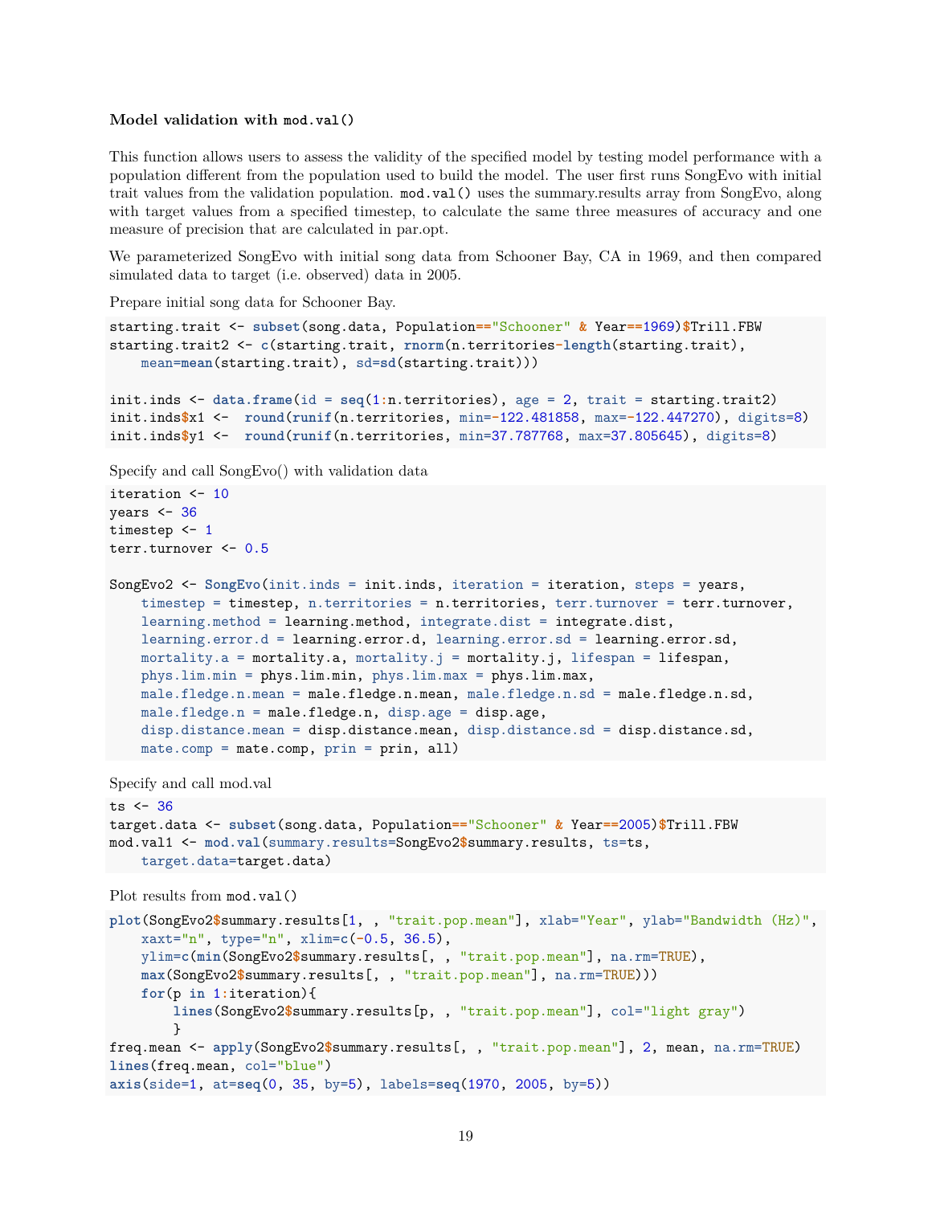### Model validation with `mod.val()`

This function allows users to assess the validity of the specified model by testing model performance with a population different from the population used to build the model. The user first runs SongEvo with initial trait values from the validation population. `mod.val()` uses the summary.results array from SongEvo, along with target values from a specified timestep, to calculate the same three measures of accuracy and one measure of precision that are calculated in par.opt.

We parameterized SongEvo with initial song data from Schooner Bay, CA in 1969, and then compared simulated data to target (i.e. observed) data in 2005.

Prepare initial song data for Schooner Bay.

```
starting.trait <- subset(song.data, Population=="Schooner" & Year==1969)$Trill.FBW
starting.trait2 <- c(starting.trait, rnorm(n.territories-length(starting.trait),
    mean=mean(starting.trait), sd=sd(starting.trait)))

init.inds <- data.frame(id = seq(1:n.territories), age = 2, trait = starting.trait2)
init.inds$x1 <-  round(runif(n.territories, min=-122.481858, max=-122.447270), digits=8)
init.inds$y1 <-  round(runif(n.territories, min=37.787768, max=37.805645), digits=8)
```

Specify and call SongEvo() with validation data

```
iteration <- 10
years <- 36
timestep <- 1
terr.turnover <- 0.5

SongEvo2 <- SongEvo(init.inds = init.inds, iteration = iteration, steps = years,
    timestep = timestep, n.territories = n.territories, terr.turnover = terr.turnover,
    learning.method = learning.method, integrate.dist = integrate.dist,
    learning.error.d = learning.error.d, learning.error.sd = learning.error.sd,
    mortality.a = mortality.a, mortality.j = mortality.j, lifespan = lifespan,
    phys.lim.min = phys.lim.min, phys.lim.max = phys.lim.max,
    male.fledge.n.mean = male.fledge.n.mean, male.fledge.n.sd = male.fledge.n.sd,
    male.fledge.n = male.fledge.n, disp.age = disp.age,
    disp.distance.mean = disp.distance.mean, disp.distance.sd = disp.distance.sd,
    mate.comp = mate.comp, prin = prin, all)
```

Specify and call mod.val

```
ts <- 36
target.data <- subset(song.data, Population=="Schooner" & Year==2005)$Trill.FBW
mod.val1 <- mod.val(summary.results=SongEvo2$summary.results, ts=ts,
    target.data=target.data)
```

Plot results from `mod.val()`

```
plot(SongEvo2$summary.results[1, , "trait.pop.mean"], xlab="Year", ylab="Bandwidth (Hz)",
    xaxt="n", type="n", xlim=c(-0.5, 36.5),
    ylim=c(min(SongEvo2$summary.results[, , "trait.pop.mean"], na.rm=TRUE),
    max(SongEvo2$summary.results[, , "trait.pop.mean"], na.rm=TRUE)))
    for(p in 1:iteration){
        lines(SongEvo2$summary.results[p, , "trait.pop.mean"], col="light gray")
        }
freq.mean <- apply(SongEvo2$summary.results[, , "trait.pop.mean"], 2, mean, na.rm=TRUE)
lines(freq.mean, col="blue")
axis(side=1, at=seq(0, 35, by=5), labels=seq(1970, 2005, by=5))
```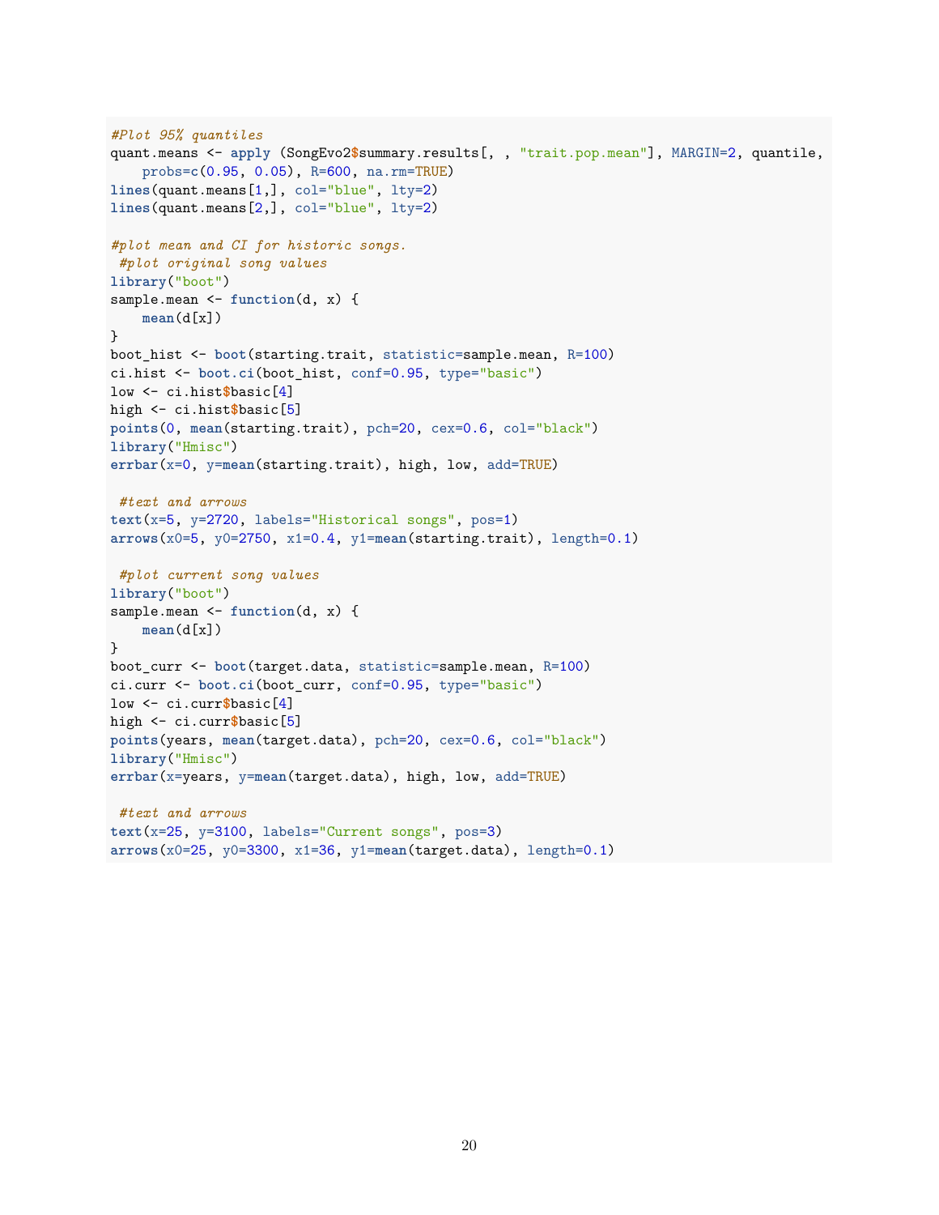```r
#Plot 95% quantiles
quant.means <- apply (SongEvo2$summary.results[, , "trait.pop.mean"], MARGIN=2, quantile,
    probs=c(0.95, 0.05), R=600, na.rm=TRUE)
lines(quant.means[1,], col="blue", lty=2)
lines(quant.means[2,], col="blue", lty=2)

#plot mean and CI for historic songs.
 #plot original song values
library("boot")
sample.mean <- function(d, x) {
    mean(d[x])
}
boot_hist <- boot(starting.trait, statistic=sample.mean, R=100)
ci.hist <- boot.ci(boot_hist, conf=0.95, type="basic")
low <- ci.hist$basic[4]
high <- ci.hist$basic[5]
points(0, mean(starting.trait), pch=20, cex=0.6, col="black")
library("Hmisc")
errbar(x=0, y=mean(starting.trait), high, low, add=TRUE)

 #text and arrows
text(x=5, y=2720, labels="Historical songs", pos=1)
arrows(x0=5, y0=2750, x1=0.4, y1=mean(starting.trait), length=0.1)

 #plot current song values
library("boot")
sample.mean <- function(d, x) {
    mean(d[x])
}
boot_curr <- boot(target.data, statistic=sample.mean, R=100)
ci.curr <- boot.ci(boot_curr, conf=0.95, type="basic")
low <- ci.curr$basic[4]
high <- ci.curr$basic[5]
points(years, mean(target.data), pch=20, cex=0.6, col="black")
library("Hmisc")
errbar(x=years, y=mean(target.data), high, low, add=TRUE)

 #text and arrows
text(x=25, y=3100, labels="Current songs", pos=3)
arrows(x0=25, y0=3300, x1=36, y1=mean(target.data), length=0.1)
```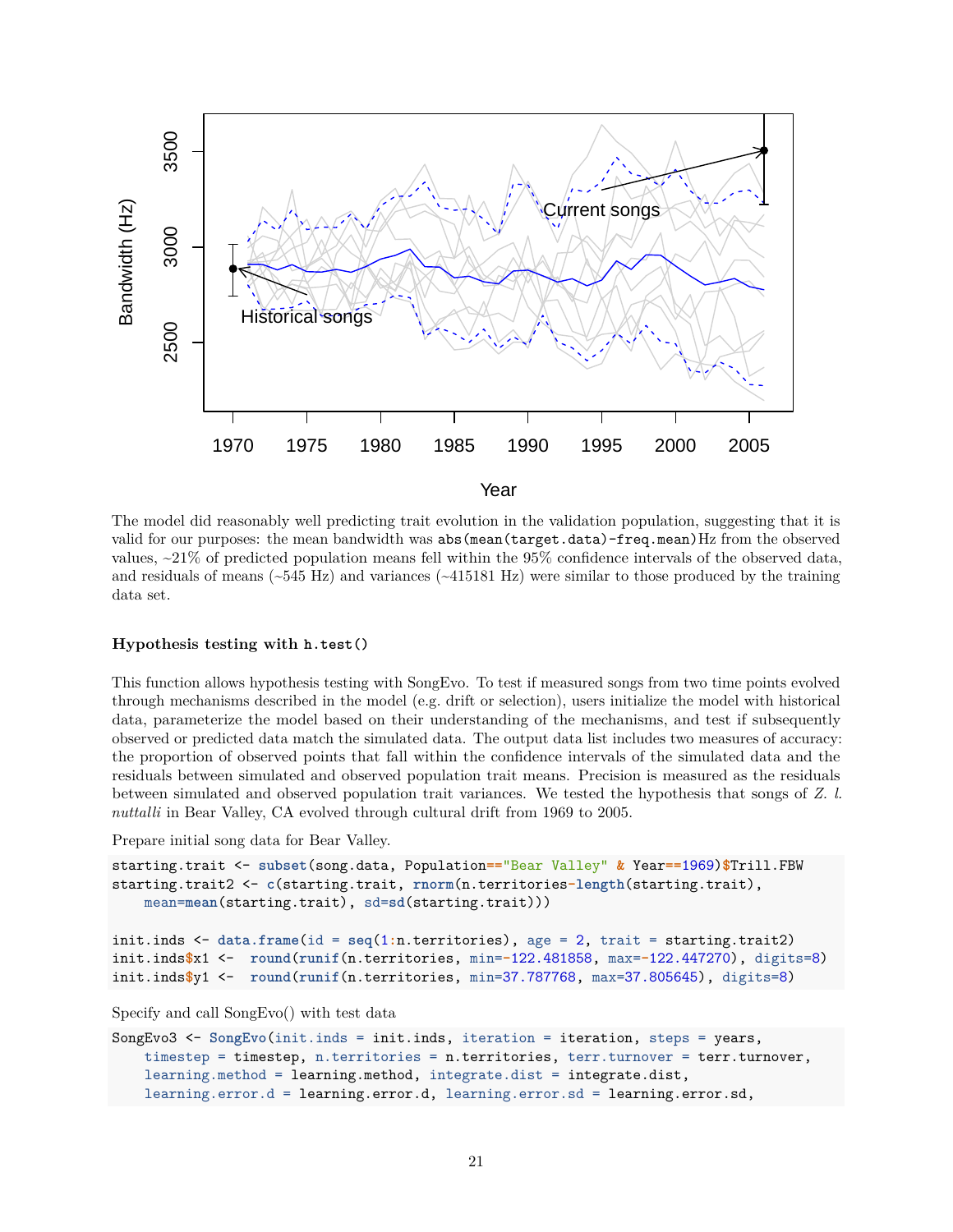The model did reasonably well predicting trait evolution in the validation population, suggesting that it is valid for our purposes: the mean bandwidth was `abs(mean(target.data)-freq.mean)`Hz from the observed values, ~21% of predicted population means fell within the 95% confidence intervals of the observed data, and residuals of means (~545 Hz) and variances (~415181 Hz) were similar to those produced by the training data set.

#### Hypothesis testing with `h.test()`

This function allows hypothesis testing with SongEvo. To test if measured songs from two time points evolved through mechanisms described in the model (e.g. drift or selection), users initialize the model with historical data, parameterize the model based on their understanding of the mechanisms, and test if subsequently observed or predicted data match the simulated data. The output data list includes two measures of accuracy: the proportion of observed points that fall within the confidence intervals of the simulated data and the residuals between simulated and observed population trait means. Precision is measured as the residuals between simulated and observed population trait variances. We tested the hypothesis that songs of *Z. l. nuttalli* in Bear Valley, CA evolved through cultural drift from 1969 to 2005.

Prepare initial song data for Bear Valley.

```
starting.trait <- subset(song.data, Population=="Bear Valley" & Year==1969)$Trill.FBW
starting.trait2 <- c(starting.trait, rnorm(n.territories-length(starting.trait),
    mean=mean(starting.trait), sd=sd(starting.trait)))

init.inds <- data.frame(id = seq(1:n.territories), age = 2, trait = starting.trait2)
init.inds$x1 <-  round(runif(n.territories, min=-122.481858, max=-122.447270), digits=8)
init.inds$y1 <-  round(runif(n.territories, min=37.787768, max=37.805645), digits=8)
```

Specify and call SongEvo() with test data

```
SongEvo3 <- SongEvo(init.inds = init.inds, iteration = iteration, steps = years,
    timestep = timestep, n.territories = n.territories, terr.turnover = terr.turnover,
    learning.method = learning.method, integrate.dist = integrate.dist,
    learning.error.d = learning.error.d, learning.error.sd = learning.error.sd,
```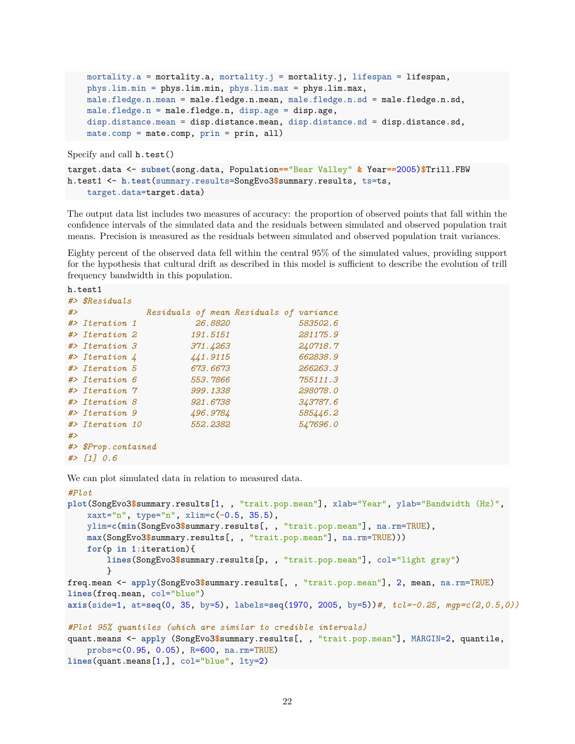```
    mortality.a = mortality.a, mortality.j = mortality.j, lifespan = lifespan,
    phys.lim.min = phys.lim.min, phys.lim.max = phys.lim.max,
    male.fledge.n.mean = male.fledge.n.mean, male.fledge.n.sd = male.fledge.n.sd,
    male.fledge.n = male.fledge.n, disp.age = disp.age,
    disp.distance.mean = disp.distance.mean, disp.distance.sd = disp.distance.sd,
    mate.comp = mate.comp, prin = prin, all)
```

Specify and call `h.test()`

```
target.data <- subset(song.data, Population=="Bear Valley" & Year==2005)$Trill.FBW
h.test1 <- h.test(summary.results=SongEvo3$summary.results, ts=ts,
    target.data=target.data)
```

The output data list includes two measures of accuracy: the proportion of observed points that fall within the confidence intervals of the simulated data and the residuals between simulated and observed population trait means. Precision is measured as the residuals between simulated and observed population trait variances.

Eighty percent of the observed data fell within the central 95% of the simulated values, providing support for the hypothesis that cultural drift as described in this model is sufficient to describe the evolution of trill frequency bandwidth in this population.

```
h.test1
#> $Residuals
#>              Residuals of mean Residuals of variance
#> Iteration 1            26.8820              583502.6
#> Iteration 2           191.5151              281175.9
#> Iteration 3           371.4263              240718.7
#> Iteration 4           441.9115              662838.9
#> Iteration 5           673.6673              266263.3
#> Iteration 6           553.7866              755111.3
#> Iteration 7           999.1338              298078.0
#> Iteration 8           921.6738              343787.6
#> Iteration 9           496.9784              585446.2
#> Iteration 10          552.2382              547696.0
#>
#> $Prop.contained
#> [1] 0.6
```

We can plot simulated data in relation to measured data.

```
#Plot
plot(SongEvo3$summary.results[1, , "trait.pop.mean"], xlab="Year", ylab="Bandwidth (Hz)",
    xaxt="n", type="n", xlim=c(-0.5, 35.5),
    ylim=c(min(SongEvo3$summary.results[, , "trait.pop.mean"], na.rm=TRUE),
    max(SongEvo3$summary.results[, , "trait.pop.mean"], na.rm=TRUE)))
    for(p in 1:iteration){
        lines(SongEvo3$summary.results[p, , "trait.pop.mean"], col="light gray")
        }
freq.mean <- apply(SongEvo3$summary.results[, , "trait.pop.mean"], 2, mean, na.rm=TRUE)
lines(freq.mean, col="blue")
axis(side=1, at=seq(0, 35, by=5), labels=seq(1970, 2005, by=5))#, tcl=-0.25, mgp=c(2,0.5,0))

#Plot 95% quantiles (which are similar to credible intervals)
quant.means <- apply (SongEvo3$summary.results[, , "trait.pop.mean"], MARGIN=2, quantile,
    probs=c(0.95, 0.05), R=600, na.rm=TRUE)
lines(quant.means[1,], col="blue", lty=2)
```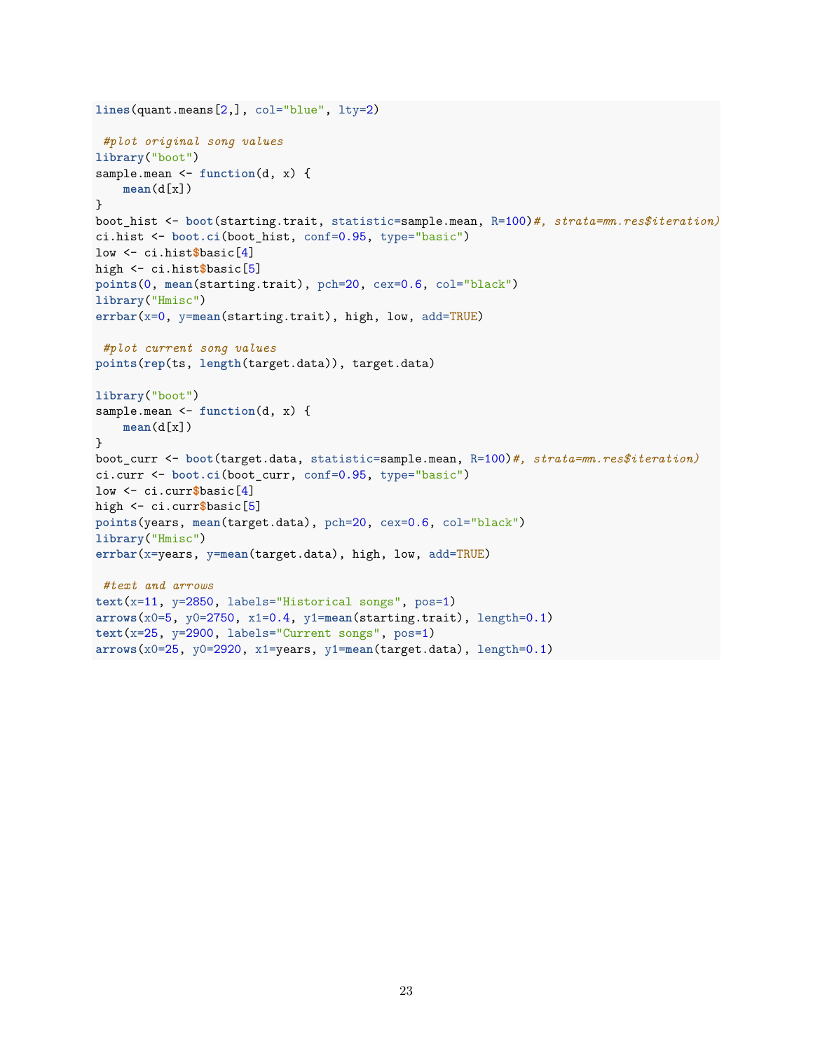```
lines(quant.means[2,], col="blue", lty=2)

 #plot original song values
library("boot")
sample.mean <- function(d, x) {
    mean(d[x])
}
boot_hist <- boot(starting.trait, statistic=sample.mean, R=100)#, strata=mn.res$iteration)
ci.hist <- boot.ci(boot_hist, conf=0.95, type="basic")
low <- ci.hist$basic[4]
high <- ci.hist$basic[5]
points(0, mean(starting.trait), pch=20, cex=0.6, col="black")
library("Hmisc")
errbar(x=0, y=mean(starting.trait), high, low, add=TRUE)

 #plot current song values
points(rep(ts, length(target.data)), target.data)

library("boot")
sample.mean <- function(d, x) {
    mean(d[x])
}
boot_curr <- boot(target.data, statistic=sample.mean, R=100)#, strata=mn.res$iteration)
ci.curr <- boot.ci(boot_curr, conf=0.95, type="basic")
low <- ci.curr$basic[4]
high <- ci.curr$basic[5]
points(years, mean(target.data), pch=20, cex=0.6, col="black")
library("Hmisc")
errbar(x=years, y=mean(target.data), high, low, add=TRUE)

 #text and arrows
text(x=11, y=2850, labels="Historical songs", pos=1)
arrows(x0=5, y0=2750, x1=0.4, y1=mean(starting.trait), length=0.1)
text(x=25, y=2900, labels="Current songs", pos=1)
arrows(x0=25, y0=2920, x1=years, y1=mean(target.data), length=0.1)
```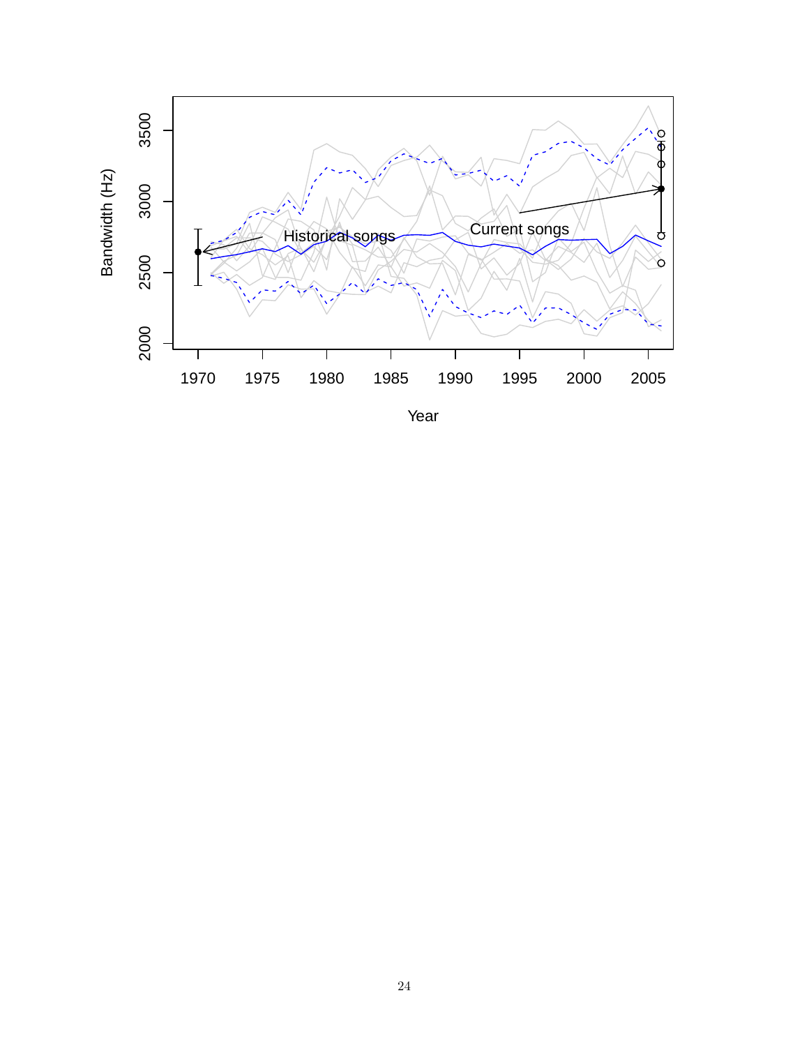Bandwidth (Hz)

3500
3000
2500
2000

Historical songs

Current songs

1970
1975
1980
1985
1990
1995
2000
2005

Year